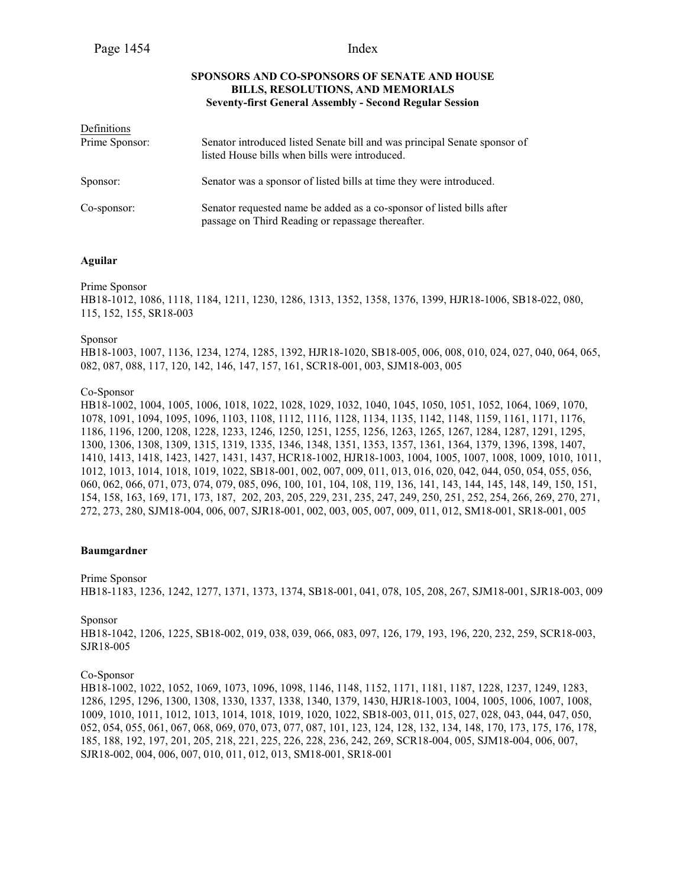## SPONSORS AND CO-SPONSORS OF SENATE AND HOUSE BILLS, RESOLUTIONS, AND MEMORIALS
### Seventy-first General Assembly - Second Regular Session

Definitions

| | |
|---|---|
| Prime Sponsor: | Senator introduced listed Senate bill and was principal Senate sponsor of listed House bills when bills were introduced. |
| Sponsor: | Senator was a sponsor of listed bills at time they were introduced. |
| Co-sponsor: | Senator requested name be added as a co-sponsor of listed bills after passage on Third Reading or repassage thereafter. |

**Aguilar**

Prime Sponsor
HB18-1012, 1086, 1118, 1184, 1211, 1230, 1286, 1313, 1352, 1358, 1376, 1399, HJR18-1006, SB18-022, 080, 115, 152, 155, SR18-003

Sponsor
HB18-1003, 1007, 1136, 1234, 1274, 1285, 1392, HJR18-1020, SB18-005, 006, 008, 010, 024, 027, 040, 064, 065, 082, 087, 088, 117, 120, 142, 146, 147, 157, 161, SCR18-001, 003, SJM18-003, 005

Co-Sponsor
HB18-1002, 1004, 1005, 1006, 1018, 1022, 1028, 1029, 1032, 1040, 1045, 1050, 1051, 1052, 1064, 1069, 1070, 1078, 1091, 1094, 1095, 1096, 1103, 1108, 1112, 1116, 1128, 1134, 1135, 1142, 1148, 1159, 1161, 1171, 1176, 1186, 1196, 1200, 1208, 1228, 1233, 1246, 1250, 1251, 1255, 1256, 1263, 1265, 1267, 1284, 1287, 1291, 1295, 1300, 1306, 1308, 1309, 1315, 1319, 1335, 1346, 1348, 1351, 1353, 1357, 1361, 1364, 1379, 1396, 1398, 1407, 1410, 1413, 1418, 1423, 1427, 1431, 1437, HCR18-1002, HJR18-1003, 1004, 1005, 1007, 1008, 1009, 1010, 1011, 1012, 1013, 1014, 1018, 1019, 1022, SB18-001, 002, 007, 009, 011, 013, 016, 020, 042, 044, 050, 054, 055, 056, 060, 062, 066, 071, 073, 074, 079, 085, 096, 100, 101, 104, 108, 119, 136, 141, 143, 144, 145, 148, 149, 150, 151, 154, 158, 163, 169, 171, 173, 187, 202, 203, 205, 229, 231, 235, 247, 249, 250, 251, 252, 254, 266, 269, 270, 271, 272, 273, 280, SJM18-004, 006, 007, SJR18-001, 002, 003, 005, 007, 009, 011, 012, SM18-001, SR18-001, 005

**Baumgardner**

Prime Sponsor
HB18-1183, 1236, 1242, 1277, 1371, 1373, 1374, SB18-001, 041, 078, 105, 208, 267, SJM18-001, SJR18-003, 009

Sponsor
HB18-1042, 1206, 1225, SB18-002, 019, 038, 039, 066, 083, 097, 126, 179, 193, 196, 220, 232, 259, SCR18-003, SJR18-005

Co-Sponsor
HB18-1002, 1022, 1052, 1069, 1073, 1096, 1098, 1146, 1148, 1152, 1171, 1181, 1187, 1228, 1237, 1249, 1283, 1286, 1295, 1296, 1300, 1308, 1330, 1337, 1338, 1340, 1379, 1430, HJR18-1003, 1004, 1005, 1006, 1007, 1008, 1009, 1010, 1011, 1012, 1013, 1014, 1018, 1019, 1020, 1022, SB18-003, 011, 015, 027, 028, 043, 044, 047, 050, 052, 054, 055, 061, 067, 068, 069, 070, 073, 077, 087, 101, 123, 124, 128, 132, 134, 148, 170, 173, 175, 176, 178, 185, 188, 192, 197, 201, 205, 218, 221, 225, 226, 228, 236, 242, 269, SCR18-004, 005, SJM18-004, 006, 007, SJR18-002, 004, 006, 007, 010, 011, 012, 013, SM18-001, SR18-001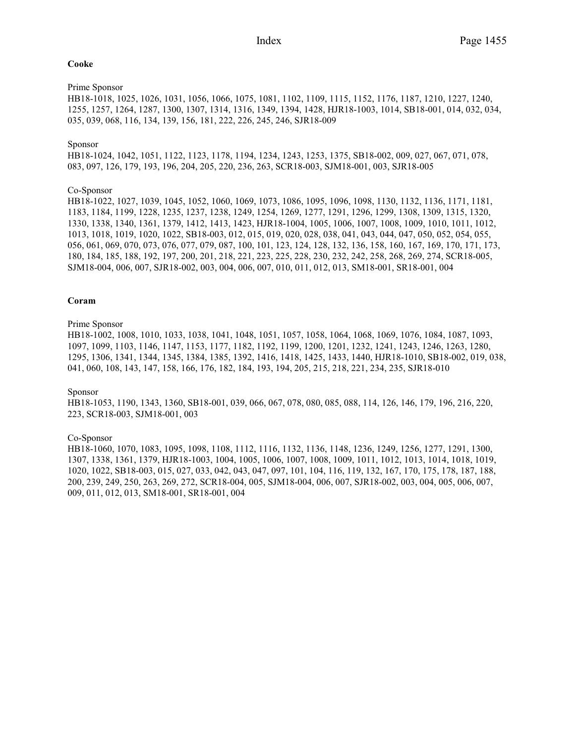**Cooke**

Prime Sponsor
HB18-1018, 1025, 1026, 1031, 1056, 1066, 1075, 1081, 1102, 1109, 1115, 1152, 1176, 1187, 1210, 1227, 1240, 1255, 1257, 1264, 1287, 1300, 1307, 1314, 1316, 1349, 1394, 1428, HJR18-1003, 1014, SB18-001, 014, 032, 034, 035, 039, 068, 116, 134, 139, 156, 181, 222, 226, 245, 246, SJR18-009

Sponsor
HB18-1024, 1042, 1051, 1122, 1123, 1178, 1194, 1234, 1243, 1253, 1375, SB18-002, 009, 027, 067, 071, 078, 083, 097, 126, 179, 193, 196, 204, 205, 220, 236, 263, SCR18-003, SJM18-001, 003, SJR18-005

Co-Sponsor
HB18-1022, 1027, 1039, 1045, 1052, 1060, 1069, 1073, 1086, 1095, 1096, 1098, 1130, 1132, 1136, 1171, 1181, 1183, 1184, 1199, 1228, 1235, 1237, 1238, 1249, 1254, 1269, 1277, 1291, 1296, 1299, 1308, 1309, 1315, 1320, 1330, 1338, 1340, 1361, 1379, 1412, 1413, 1423, HJR18-1004, 1005, 1006, 1007, 1008, 1009, 1010, 1011, 1012, 1013, 1018, 1019, 1020, 1022, SB18-003, 012, 015, 019, 020, 028, 038, 041, 043, 044, 047, 050, 052, 054, 055, 056, 061, 069, 070, 073, 076, 077, 079, 087, 100, 101, 123, 124, 128, 132, 136, 158, 160, 167, 169, 170, 171, 173, 180, 184, 185, 188, 192, 197, 200, 201, 218, 221, 223, 225, 228, 230, 232, 242, 258, 268, 269, 274, SCR18-005, SJM18-004, 006, 007, SJR18-002, 003, 004, 006, 007, 010, 011, 012, 013, SM18-001, SR18-001, 004

**Coram**

Prime Sponsor
HB18-1002, 1008, 1010, 1033, 1038, 1041, 1048, 1051, 1057, 1058, 1064, 1068, 1069, 1076, 1084, 1087, 1093, 1097, 1099, 1103, 1146, 1147, 1153, 1177, 1182, 1192, 1199, 1200, 1201, 1232, 1241, 1243, 1246, 1263, 1280, 1295, 1306, 1341, 1344, 1345, 1384, 1385, 1392, 1416, 1418, 1425, 1433, 1440, HJR18-1010, SB18-002, 019, 038, 041, 060, 108, 143, 147, 158, 166, 176, 182, 184, 193, 194, 205, 215, 218, 221, 234, 235, SJR18-010

Sponsor
HB18-1053, 1190, 1343, 1360, SB18-001, 039, 066, 067, 078, 080, 085, 088, 114, 126, 146, 179, 196, 216, 220, 223, SCR18-003, SJM18-001, 003

Co-Sponsor
HB18-1060, 1070, 1083, 1095, 1098, 1108, 1112, 1116, 1132, 1136, 1148, 1236, 1249, 1256, 1277, 1291, 1300, 1307, 1338, 1361, 1379, HJR18-1003, 1004, 1005, 1006, 1007, 1008, 1009, 1011, 1012, 1013, 1014, 1018, 1019, 1020, 1022, SB18-003, 015, 027, 033, 042, 043, 047, 097, 101, 104, 116, 119, 132, 167, 170, 175, 178, 187, 188, 200, 239, 249, 250, 263, 269, 272, SCR18-004, 005, SJM18-004, 006, 007, SJR18-002, 003, 004, 005, 006, 007, 009, 011, 012, 013, SM18-001, SR18-001, 004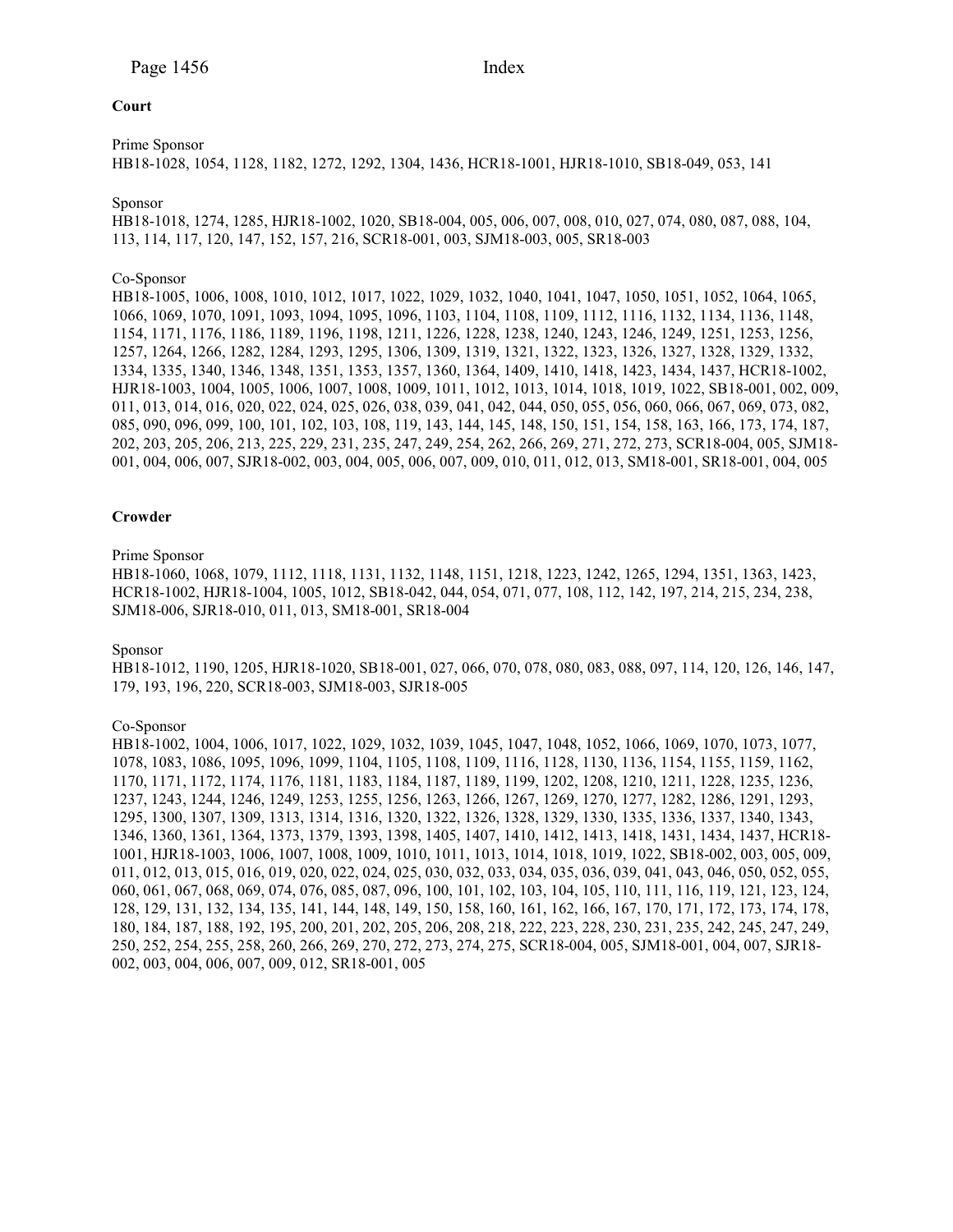**Court**

Prime Sponsor
HB18-1028, 1054, 1128, 1182, 1272, 1292, 1304, 1436, HCR18-1001, HJR18-1010, SB18-049, 053, 141

Sponsor
HB18-1018, 1274, 1285, HJR18-1002, 1020, SB18-004, 005, 006, 007, 008, 010, 027, 074, 080, 087, 088, 104, 113, 114, 117, 120, 147, 152, 157, 216, SCR18-001, 003, SJM18-003, 005, SR18-003

Co-Sponsor
HB18-1005, 1006, 1008, 1010, 1012, 1017, 1022, 1029, 1032, 1040, 1041, 1047, 1050, 1051, 1052, 1064, 1065, 1066, 1069, 1070, 1091, 1093, 1094, 1095, 1096, 1103, 1104, 1108, 1109, 1112, 1116, 1132, 1134, 1136, 1148, 1154, 1171, 1176, 1186, 1189, 1196, 1198, 1211, 1226, 1228, 1238, 1240, 1243, 1246, 1249, 1251, 1253, 1256, 1257, 1264, 1266, 1282, 1284, 1293, 1295, 1306, 1309, 1319, 1321, 1322, 1323, 1326, 1327, 1328, 1329, 1332, 1334, 1335, 1340, 1346, 1348, 1351, 1353, 1357, 1360, 1364, 1409, 1410, 1418, 1423, 1434, 1437, HCR18-1002, HJR18-1003, 1004, 1005, 1006, 1007, 1008, 1009, 1011, 1012, 1013, 1014, 1018, 1019, 1022, SB18-001, 002, 009, 011, 013, 014, 016, 020, 022, 024, 025, 026, 038, 039, 041, 042, 044, 050, 055, 056, 060, 066, 067, 069, 073, 082, 085, 090, 096, 099, 100, 101, 102, 103, 108, 119, 143, 144, 145, 148, 150, 151, 154, 158, 163, 166, 173, 174, 187, 202, 203, 205, 206, 213, 225, 229, 231, 235, 247, 249, 254, 262, 266, 269, 271, 272, 273, SCR18-004, 005, SJM18-001, 004, 006, 007, SJR18-002, 003, 004, 005, 006, 007, 009, 010, 011, 012, 013, SM18-001, SR18-001, 004, 005

**Crowder**

Prime Sponsor
HB18-1060, 1068, 1079, 1112, 1118, 1131, 1132, 1148, 1151, 1218, 1223, 1242, 1265, 1294, 1351, 1363, 1423, HCR18-1002, HJR18-1004, 1005, 1012, SB18-042, 044, 054, 071, 077, 108, 112, 142, 197, 214, 215, 234, 238, SJM18-006, SJR18-010, 011, 013, SM18-001, SR18-004

Sponsor
HB18-1012, 1190, 1205, HJR18-1020, SB18-001, 027, 066, 070, 078, 080, 083, 088, 097, 114, 120, 126, 146, 147, 179, 193, 196, 220, SCR18-003, SJM18-003, SJR18-005

Co-Sponsor
HB18-1002, 1004, 1006, 1017, 1022, 1029, 1032, 1039, 1045, 1047, 1048, 1052, 1066, 1069, 1070, 1073, 1077, 1078, 1083, 1086, 1095, 1096, 1099, 1104, 1105, 1108, 1109, 1116, 1128, 1130, 1136, 1154, 1155, 1159, 1162, 1170, 1171, 1172, 1174, 1176, 1181, 1183, 1184, 1187, 1189, 1199, 1202, 1208, 1210, 1211, 1228, 1235, 1236, 1237, 1243, 1244, 1246, 1249, 1253, 1255, 1256, 1263, 1266, 1267, 1269, 1270, 1277, 1282, 1286, 1291, 1293, 1295, 1300, 1307, 1309, 1313, 1314, 1316, 1320, 1322, 1326, 1328, 1329, 1330, 1335, 1336, 1337, 1340, 1343, 1346, 1360, 1361, 1364, 1373, 1379, 1393, 1398, 1405, 1407, 1410, 1412, 1413, 1418, 1431, 1434, 1437, HCR18-1001, HJR18-1003, 1006, 1007, 1008, 1009, 1010, 1011, 1013, 1014, 1018, 1019, 1022, SB18-002, 003, 005, 009, 011, 012, 013, 015, 016, 019, 020, 022, 024, 025, 030, 032, 033, 034, 035, 036, 039, 041, 043, 046, 050, 052, 055, 060, 061, 067, 068, 069, 074, 076, 085, 087, 096, 100, 101, 102, 103, 104, 105, 110, 111, 116, 119, 121, 123, 124, 128, 129, 131, 132, 134, 135, 141, 144, 148, 149, 150, 158, 160, 161, 162, 166, 167, 170, 171, 172, 173, 174, 178, 180, 184, 187, 188, 192, 195, 200, 201, 202, 205, 206, 208, 218, 222, 223, 228, 230, 231, 235, 242, 245, 247, 249, 250, 252, 254, 255, 258, 260, 266, 269, 270, 272, 273, 274, 275, SCR18-004, 005, SJM18-001, 004, 007, SJR18-002, 003, 004, 006, 007, 009, 012, SR18-001, 005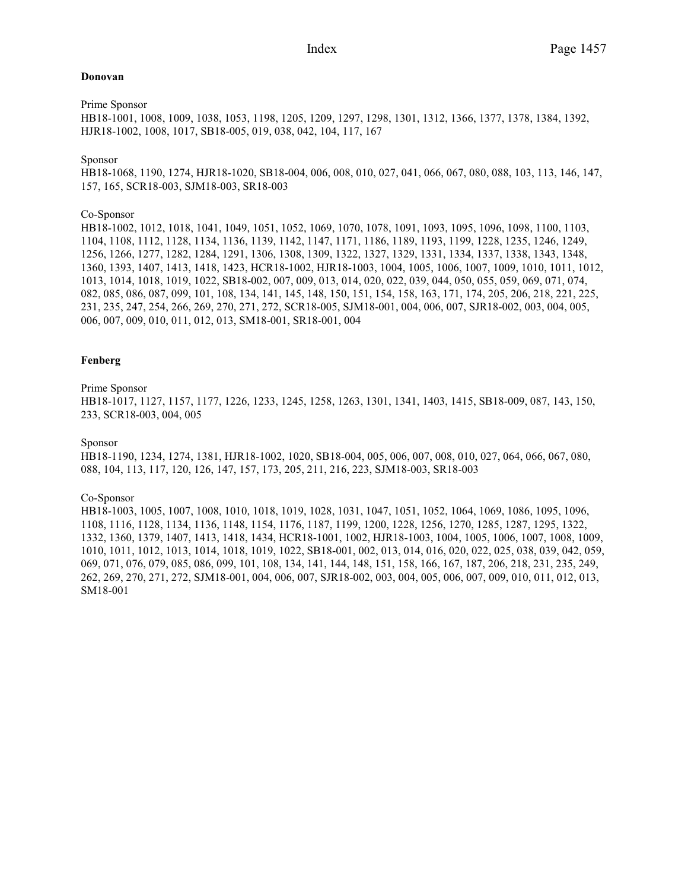**Donovan**

Prime Sponsor
HB18-1001, 1008, 1009, 1038, 1053, 1198, 1205, 1209, 1297, 1298, 1301, 1312, 1366, 1377, 1378, 1384, 1392, HJR18-1002, 1008, 1017, SB18-005, 019, 038, 042, 104, 117, 167

Sponsor
HB18-1068, 1190, 1274, HJR18-1020, SB18-004, 006, 008, 010, 027, 041, 066, 067, 080, 088, 103, 113, 146, 147, 157, 165, SCR18-003, SJM18-003, SR18-003

Co-Sponsor
HB18-1002, 1012, 1018, 1041, 1049, 1051, 1052, 1069, 1070, 1078, 1091, 1093, 1095, 1096, 1098, 1100, 1103, 1104, 1108, 1112, 1128, 1134, 1136, 1139, 1142, 1147, 1171, 1186, 1189, 1193, 1199, 1228, 1235, 1246, 1249, 1256, 1266, 1277, 1282, 1284, 1291, 1306, 1308, 1309, 1322, 1327, 1329, 1331, 1334, 1337, 1338, 1343, 1348, 1360, 1393, 1407, 1413, 1418, 1423, HCR18-1002, HJR18-1003, 1004, 1005, 1006, 1007, 1009, 1010, 1011, 1012, 1013, 1014, 1018, 1019, 1022, SB18-002, 007, 009, 013, 014, 020, 022, 039, 044, 050, 055, 059, 069, 071, 074, 082, 085, 086, 087, 099, 101, 108, 134, 141, 145, 148, 150, 151, 154, 158, 163, 171, 174, 205, 206, 218, 221, 225, 231, 235, 247, 254, 266, 269, 270, 271, 272, SCR18-005, SJM18-001, 004, 006, 007, SJR18-002, 003, 004, 005, 006, 007, 009, 010, 011, 012, 013, SM18-001, SR18-001, 004

**Fenberg**

Prime Sponsor
HB18-1017, 1127, 1157, 1177, 1226, 1233, 1245, 1258, 1263, 1301, 1341, 1403, 1415, SB18-009, 087, 143, 150, 233, SCR18-003, 004, 005

Sponsor
HB18-1190, 1234, 1274, 1381, HJR18-1002, 1020, SB18-004, 005, 006, 007, 008, 010, 027, 064, 066, 067, 080, 088, 104, 113, 117, 120, 126, 147, 157, 173, 205, 211, 216, 223, SJM18-003, SR18-003

Co-Sponsor
HB18-1003, 1005, 1007, 1008, 1010, 1018, 1019, 1028, 1031, 1047, 1051, 1052, 1064, 1069, 1086, 1095, 1096, 1108, 1116, 1128, 1134, 1136, 1148, 1154, 1176, 1187, 1199, 1200, 1228, 1256, 1270, 1285, 1287, 1295, 1322, 1332, 1360, 1379, 1407, 1413, 1418, 1434, HCR18-1001, 1002, HJR18-1003, 1004, 1005, 1006, 1007, 1008, 1009, 1010, 1011, 1012, 1013, 1014, 1018, 1019, 1022, SB18-001, 002, 013, 014, 016, 020, 022, 025, 038, 039, 042, 059, 069, 071, 076, 079, 085, 086, 099, 101, 108, 134, 141, 144, 148, 151, 158, 166, 167, 187, 206, 218, 231, 235, 249, 262, 269, 270, 271, 272, SJM18-001, 004, 006, 007, SJR18-002, 003, 004, 005, 006, 007, 009, 010, 011, 012, 013, SM18-001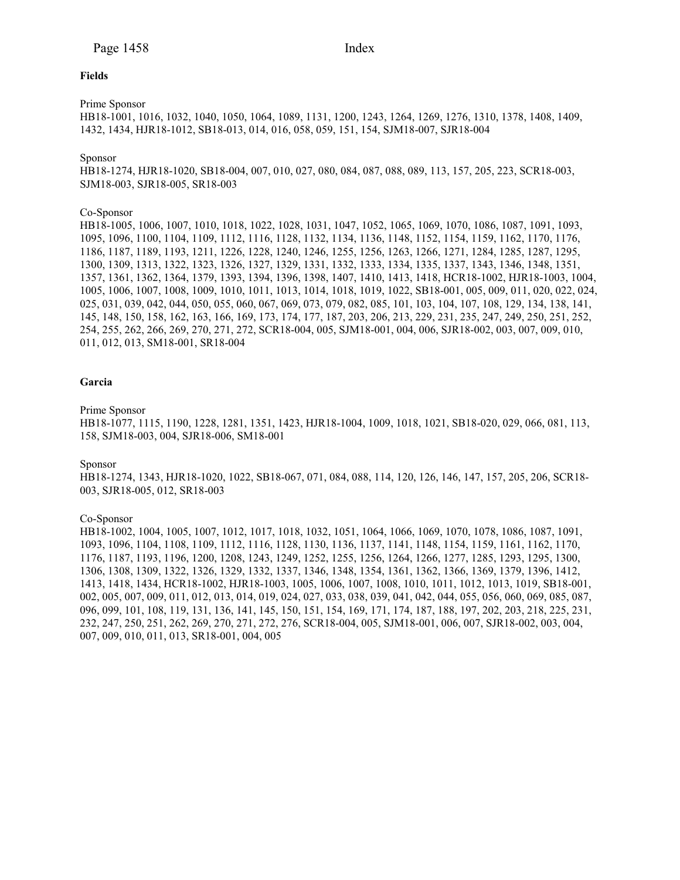**Fields**

Prime Sponsor
HB18-1001, 1016, 1032, 1040, 1050, 1064, 1089, 1131, 1200, 1243, 1264, 1269, 1276, 1310, 1378, 1408, 1409, 1432, 1434, HJR18-1012, SB18-013, 014, 016, 058, 059, 151, 154, SJM18-007, SJR18-004

Sponsor
HB18-1274, HJR18-1020, SB18-004, 007, 010, 027, 080, 084, 087, 088, 089, 113, 157, 205, 223, SCR18-003, SJM18-003, SJR18-005, SR18-003

Co-Sponsor
HB18-1005, 1006, 1007, 1010, 1018, 1022, 1028, 1031, 1047, 1052, 1065, 1069, 1070, 1086, 1087, 1091, 1093, 1095, 1096, 1100, 1104, 1109, 1112, 1116, 1128, 1132, 1134, 1136, 1148, 1152, 1154, 1159, 1162, 1170, 1176, 1186, 1187, 1189, 1193, 1211, 1226, 1228, 1240, 1246, 1255, 1256, 1263, 1266, 1271, 1284, 1285, 1287, 1295, 1300, 1309, 1313, 1322, 1323, 1326, 1327, 1329, 1331, 1332, 1333, 1334, 1335, 1337, 1343, 1346, 1348, 1351, 1357, 1361, 1362, 1364, 1379, 1393, 1394, 1396, 1398, 1407, 1410, 1413, 1418, HCR18-1002, HJR18-1003, 1004, 1005, 1006, 1007, 1008, 1009, 1010, 1011, 1013, 1014, 1018, 1019, 1022, SB18-001, 005, 009, 011, 020, 022, 024, 025, 031, 039, 042, 044, 050, 055, 060, 067, 069, 073, 079, 082, 085, 101, 103, 104, 107, 108, 129, 134, 138, 141, 145, 148, 150, 158, 162, 163, 166, 169, 173, 174, 177, 187, 203, 206, 213, 229, 231, 235, 247, 249, 250, 251, 252, 254, 255, 262, 266, 269, 270, 271, 272, SCR18-004, 005, SJM18-001, 004, 006, SJR18-002, 003, 007, 009, 010, 011, 012, 013, SM18-001, SR18-004

**Garcia**

Prime Sponsor
HB18-1077, 1115, 1190, 1228, 1281, 1351, 1423, HJR18-1004, 1009, 1018, 1021, SB18-020, 029, 066, 081, 113, 158, SJM18-003, 004, SJR18-006, SM18-001

Sponsor
HB18-1274, 1343, HJR18-1020, 1022, SB18-067, 071, 084, 088, 114, 120, 126, 146, 147, 157, 205, 206, SCR18-003, SJR18-005, 012, SR18-003

Co-Sponsor
HB18-1002, 1004, 1005, 1007, 1012, 1017, 1018, 1032, 1051, 1064, 1066, 1069, 1070, 1078, 1086, 1087, 1091, 1093, 1096, 1104, 1108, 1109, 1112, 1116, 1128, 1130, 1136, 1137, 1141, 1148, 1154, 1159, 1161, 1162, 1170, 1176, 1187, 1193, 1196, 1200, 1208, 1243, 1249, 1252, 1255, 1256, 1264, 1266, 1277, 1285, 1293, 1295, 1300, 1306, 1308, 1309, 1322, 1326, 1329, 1332, 1337, 1346, 1348, 1354, 1361, 1362, 1366, 1369, 1379, 1396, 1412, 1413, 1418, 1434, HCR18-1002, HJR18-1003, 1005, 1006, 1007, 1008, 1010, 1011, 1012, 1013, 1019, SB18-001, 002, 005, 007, 009, 011, 012, 013, 014, 019, 024, 027, 033, 038, 039, 041, 042, 044, 055, 056, 060, 069, 085, 087, 096, 099, 101, 108, 119, 131, 136, 141, 145, 150, 151, 154, 169, 171, 174, 187, 188, 197, 202, 203, 218, 225, 231, 232, 247, 250, 251, 262, 269, 270, 271, 272, 276, SCR18-004, 005, SJM18-001, 006, 007, SJR18-002, 003, 004, 007, 009, 010, 011, 013, SR18-001, 004, 005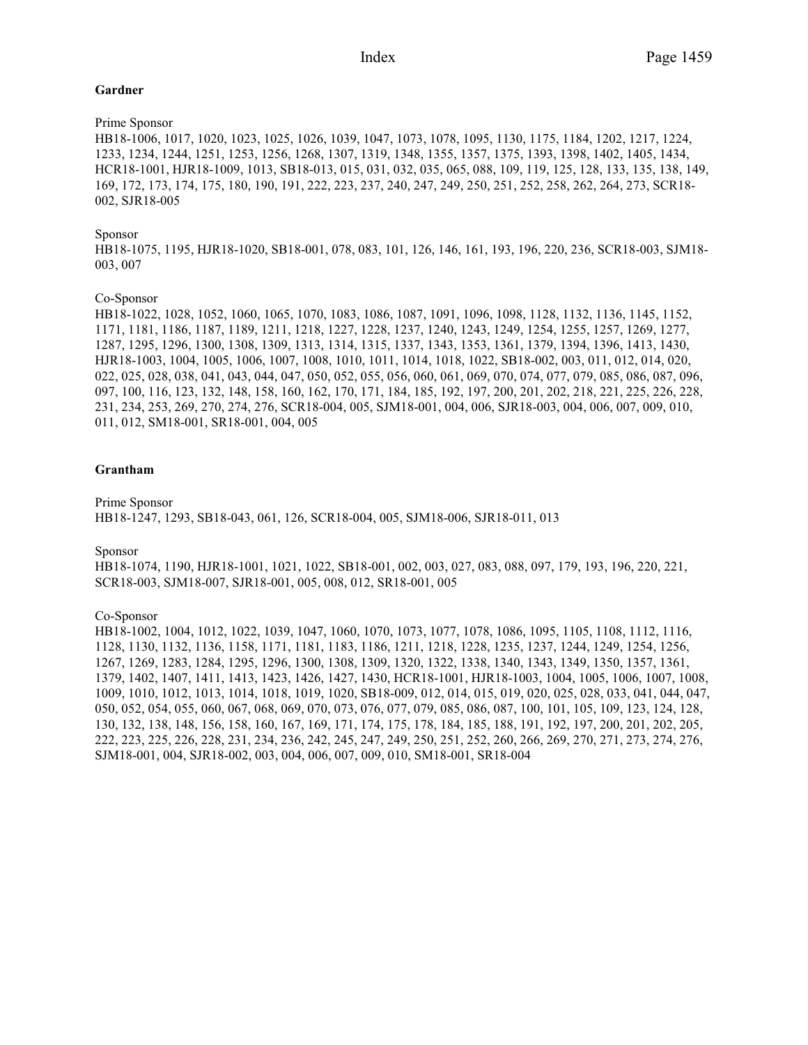**Gardner**

Prime Sponsor
HB18-1006, 1017, 1020, 1023, 1025, 1026, 1039, 1047, 1073, 1078, 1095, 1130, 1175, 1184, 1202, 1217, 1224, 1233, 1234, 1244, 1251, 1253, 1256, 1268, 1307, 1319, 1348, 1355, 1357, 1375, 1393, 1398, 1402, 1405, 1434, HCR18-1001, HJR18-1009, 1013, SB18-013, 015, 031, 032, 035, 065, 088, 109, 119, 125, 128, 133, 135, 138, 149, 169, 172, 173, 174, 175, 180, 190, 191, 222, 223, 237, 240, 247, 249, 250, 251, 252, 258, 262, 264, 273, SCR18-002, SJR18-005

Sponsor
HB18-1075, 1195, HJR18-1020, SB18-001, 078, 083, 101, 126, 146, 161, 193, 196, 220, 236, SCR18-003, SJM18-003, 007

Co-Sponsor
HB18-1022, 1028, 1052, 1060, 1065, 1070, 1083, 1086, 1087, 1091, 1096, 1098, 1128, 1132, 1136, 1145, 1152, 1171, 1181, 1186, 1187, 1189, 1211, 1218, 1227, 1228, 1237, 1240, 1243, 1249, 1254, 1255, 1257, 1269, 1277, 1287, 1295, 1296, 1300, 1308, 1309, 1313, 1314, 1315, 1337, 1343, 1353, 1361, 1379, 1394, 1396, 1413, 1430, HJR18-1003, 1004, 1005, 1006, 1007, 1008, 1010, 1011, 1014, 1018, 1022, SB18-002, 003, 011, 012, 014, 020, 022, 025, 028, 038, 041, 043, 044, 047, 050, 052, 055, 056, 060, 061, 069, 070, 074, 077, 079, 085, 086, 087, 096, 097, 100, 116, 123, 132, 148, 158, 160, 162, 170, 171, 184, 185, 192, 197, 200, 201, 202, 218, 221, 225, 226, 228, 231, 234, 253, 269, 270, 274, 276, SCR18-004, 005, SJM18-001, 004, 006, SJR18-003, 004, 006, 007, 009, 010, 011, 012, SM18-001, SR18-001, 004, 005

**Grantham**

Prime Sponsor
HB18-1247, 1293, SB18-043, 061, 126, SCR18-004, 005, SJM18-006, SJR18-011, 013

Sponsor
HB18-1074, 1190, HJR18-1001, 1021, 1022, SB18-001, 002, 003, 027, 083, 088, 097, 179, 193, 196, 220, 221, SCR18-003, SJM18-007, SJR18-001, 005, 008, 012, SR18-001, 005

Co-Sponsor
HB18-1002, 1004, 1012, 1022, 1039, 1047, 1060, 1070, 1073, 1077, 1078, 1086, 1095, 1105, 1108, 1112, 1116, 1128, 1130, 1132, 1136, 1158, 1171, 1181, 1183, 1186, 1211, 1218, 1228, 1235, 1237, 1244, 1249, 1254, 1256, 1267, 1269, 1283, 1284, 1295, 1296, 1300, 1308, 1309, 1320, 1322, 1338, 1340, 1343, 1349, 1350, 1357, 1361, 1379, 1402, 1407, 1411, 1413, 1423, 1426, 1427, 1430, HCR18-1001, HJR18-1003, 1004, 1005, 1006, 1007, 1008, 1009, 1010, 1012, 1013, 1014, 1018, 1019, 1020, SB18-009, 012, 014, 015, 019, 020, 025, 028, 033, 041, 044, 047, 050, 052, 054, 055, 060, 067, 068, 069, 070, 073, 076, 077, 079, 085, 086, 087, 100, 101, 105, 109, 123, 124, 128, 130, 132, 138, 148, 156, 158, 160, 167, 169, 171, 174, 175, 178, 184, 185, 188, 191, 192, 197, 200, 201, 202, 205, 222, 223, 225, 226, 228, 231, 234, 236, 242, 245, 247, 249, 250, 251, 252, 260, 266, 269, 270, 271, 273, 274, 276, SJM18-001, 004, SJR18-002, 003, 004, 006, 007, 009, 010, SM18-001, SR18-004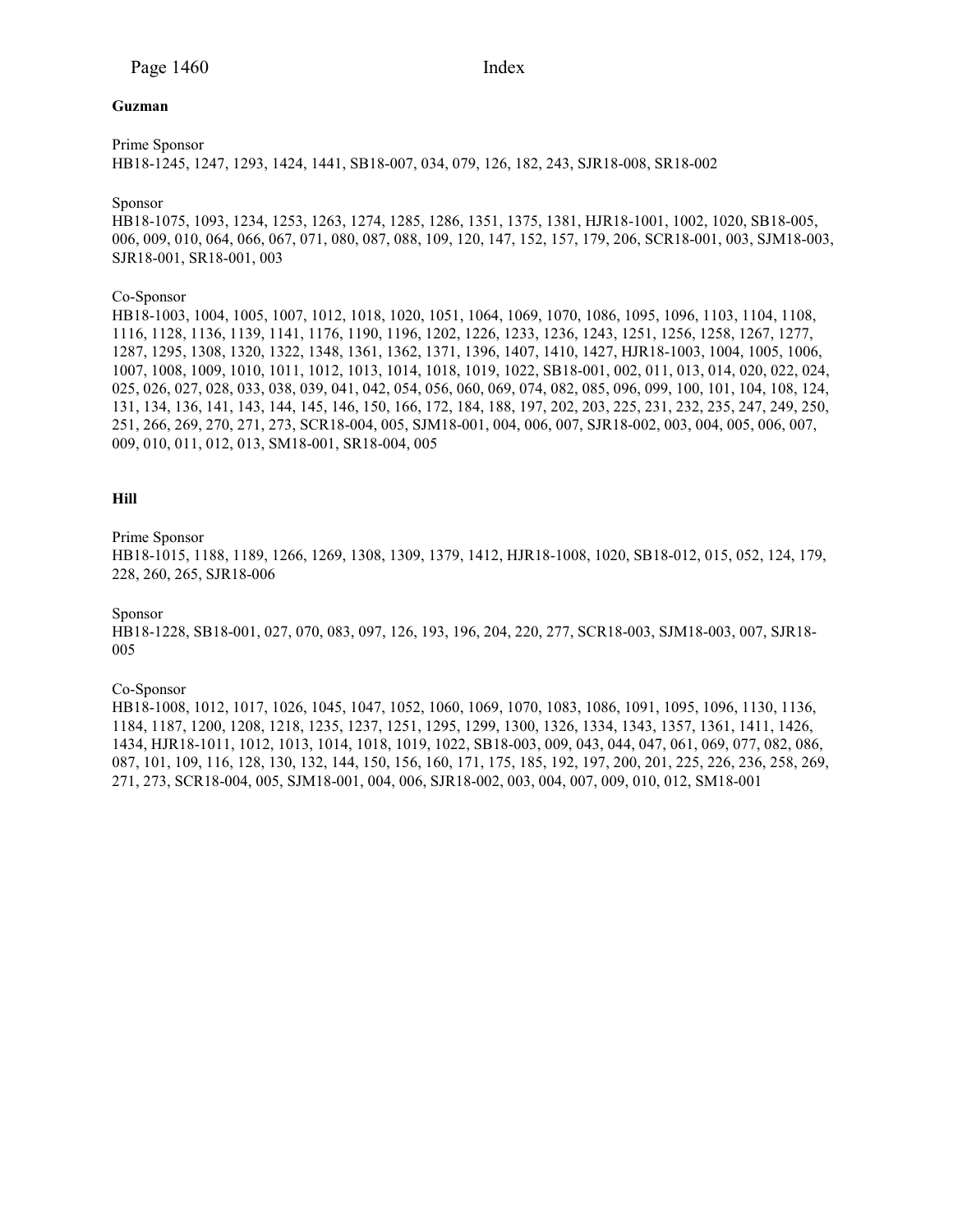**Guzman**

Prime Sponsor
HB18-1245, 1247, 1293, 1424, 1441, SB18-007, 034, 079, 126, 182, 243, SJR18-008, SR18-002

Sponsor
HB18-1075, 1093, 1234, 1253, 1263, 1274, 1285, 1286, 1351, 1375, 1381, HJR18-1001, 1002, 1020, SB18-005, 006, 009, 010, 064, 066, 067, 071, 080, 087, 088, 109, 120, 147, 152, 157, 179, 206, SCR18-001, 003, SJM18-003, SJR18-001, SR18-001, 003

Co-Sponsor
HB18-1003, 1004, 1005, 1007, 1012, 1018, 1020, 1051, 1064, 1069, 1070, 1086, 1095, 1096, 1103, 1104, 1108, 1116, 1128, 1136, 1139, 1141, 1176, 1190, 1196, 1202, 1226, 1233, 1236, 1243, 1251, 1256, 1258, 1267, 1277, 1287, 1295, 1308, 1320, 1322, 1348, 1361, 1362, 1371, 1396, 1407, 1410, 1427, HJR18-1003, 1004, 1005, 1006, 1007, 1008, 1009, 1010, 1011, 1012, 1013, 1014, 1018, 1019, 1022, SB18-001, 002, 011, 013, 014, 020, 022, 024, 025, 026, 027, 028, 033, 038, 039, 041, 042, 054, 056, 060, 069, 074, 082, 085, 096, 099, 100, 101, 104, 108, 124, 131, 134, 136, 141, 143, 144, 145, 146, 150, 166, 172, 184, 188, 197, 202, 203, 225, 231, 232, 235, 247, 249, 250, 251, 266, 269, 270, 271, 273, SCR18-004, 005, SJM18-001, 004, 006, 007, SJR18-002, 003, 004, 005, 006, 007, 009, 010, 011, 012, 013, SM18-001, SR18-004, 005

**Hill**

Prime Sponsor
HB18-1015, 1188, 1189, 1266, 1269, 1308, 1309, 1379, 1412, HJR18-1008, 1020, SB18-012, 015, 052, 124, 179, 228, 260, 265, SJR18-006

Sponsor
HB18-1228, SB18-001, 027, 070, 083, 097, 126, 193, 196, 204, 220, 277, SCR18-003, SJM18-003, 007, SJR18-005

Co-Sponsor
HB18-1008, 1012, 1017, 1026, 1045, 1047, 1052, 1060, 1069, 1070, 1083, 1086, 1091, 1095, 1096, 1130, 1136, 1184, 1187, 1200, 1208, 1218, 1235, 1237, 1251, 1295, 1299, 1300, 1326, 1334, 1343, 1357, 1361, 1411, 1426, 1434, HJR18-1011, 1012, 1013, 1014, 1018, 1019, 1022, SB18-003, 009, 043, 044, 047, 061, 069, 077, 082, 086, 087, 101, 109, 116, 128, 130, 132, 144, 150, 156, 160, 171, 175, 185, 192, 197, 200, 201, 225, 226, 236, 258, 269, 271, 273, SCR18-004, 005, SJM18-001, 004, 006, SJR18-002, 003, 004, 007, 009, 010, 012, SM18-001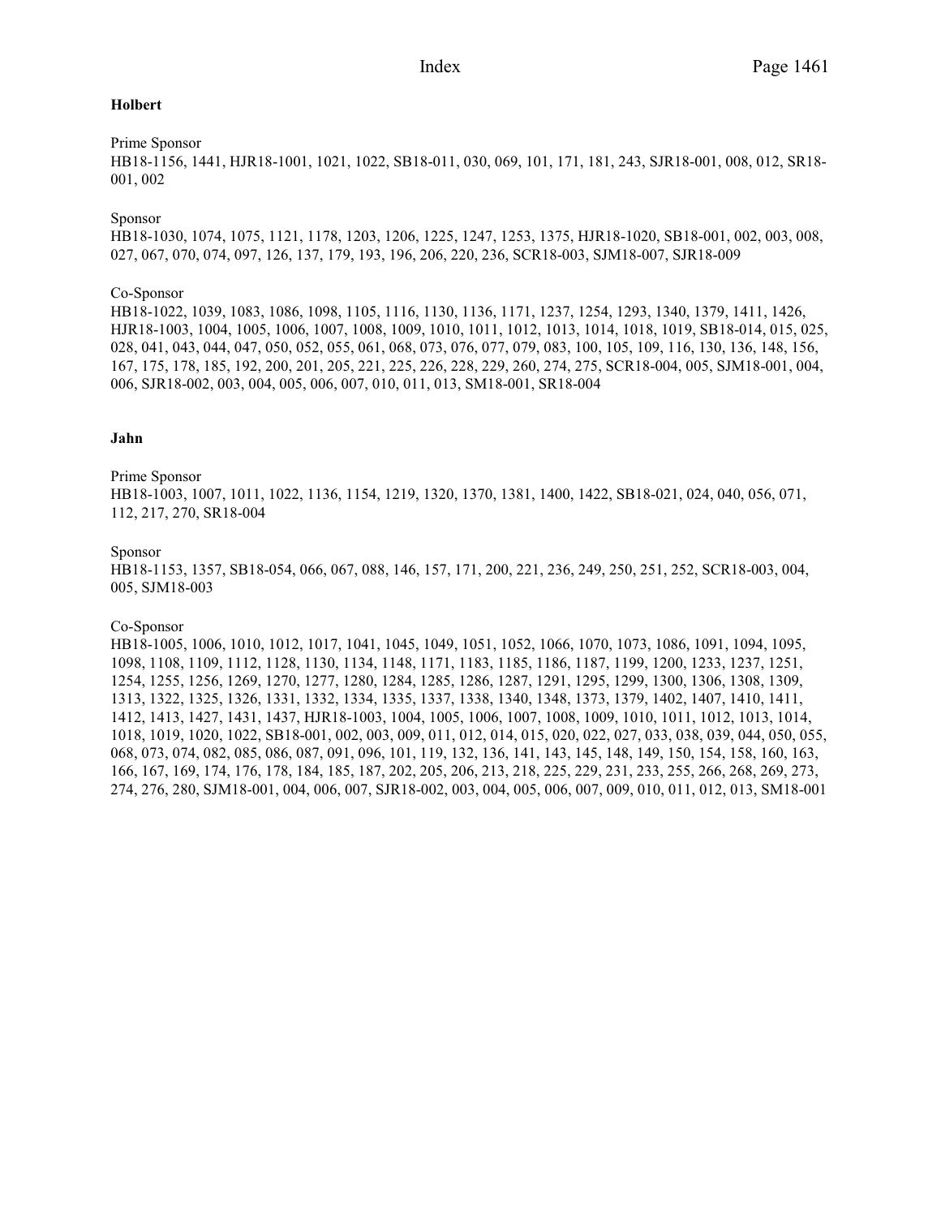**Holbert**

Prime Sponsor
HB18-1156, 1441, HJR18-1001, 1021, 1022, SB18-011, 030, 069, 101, 171, 181, 243, SJR18-001, 008, 012, SR18-001, 002

Sponsor
HB18-1030, 1074, 1075, 1121, 1178, 1203, 1206, 1225, 1247, 1253, 1375, HJR18-1020, SB18-001, 002, 003, 008, 027, 067, 070, 074, 097, 126, 137, 179, 193, 196, 206, 220, 236, SCR18-003, SJM18-007, SJR18-009

Co-Sponsor
HB18-1022, 1039, 1083, 1086, 1098, 1105, 1116, 1130, 1136, 1171, 1237, 1254, 1293, 1340, 1379, 1411, 1426, HJR18-1003, 1004, 1005, 1006, 1007, 1008, 1009, 1010, 1011, 1012, 1013, 1014, 1018, 1019, SB18-014, 015, 025, 028, 041, 043, 044, 047, 050, 052, 055, 061, 068, 073, 076, 077, 079, 083, 100, 105, 109, 116, 130, 136, 148, 156, 167, 175, 178, 185, 192, 200, 201, 205, 221, 225, 226, 228, 229, 260, 274, 275, SCR18-004, 005, SJM18-001, 004, 006, SJR18-002, 003, 004, 005, 006, 007, 010, 011, 013, SM18-001, SR18-004

**Jahn**

Prime Sponsor
HB18-1003, 1007, 1011, 1022, 1136, 1154, 1219, 1320, 1370, 1381, 1400, 1422, SB18-021, 024, 040, 056, 071, 112, 217, 270, SR18-004

Sponsor
HB18-1153, 1357, SB18-054, 066, 067, 088, 146, 157, 171, 200, 221, 236, 249, 250, 251, 252, SCR18-003, 004, 005, SJM18-003

Co-Sponsor
HB18-1005, 1006, 1010, 1012, 1017, 1041, 1045, 1049, 1051, 1052, 1066, 1070, 1073, 1086, 1091, 1094, 1095, 1098, 1108, 1109, 1112, 1128, 1130, 1134, 1148, 1171, 1183, 1185, 1186, 1187, 1199, 1200, 1233, 1237, 1251, 1254, 1255, 1256, 1269, 1270, 1277, 1280, 1284, 1285, 1286, 1287, 1291, 1295, 1299, 1300, 1306, 1308, 1309, 1313, 1322, 1325, 1326, 1331, 1332, 1334, 1335, 1337, 1338, 1340, 1348, 1373, 1379, 1402, 1407, 1410, 1411, 1412, 1413, 1427, 1431, 1437, HJR18-1003, 1004, 1005, 1006, 1007, 1008, 1009, 1010, 1011, 1012, 1013, 1014, 1018, 1019, 1020, 1022, SB18-001, 002, 003, 009, 011, 012, 014, 015, 020, 022, 027, 033, 038, 039, 044, 050, 055, 068, 073, 074, 082, 085, 086, 087, 091, 096, 101, 119, 132, 136, 141, 143, 145, 148, 149, 150, 154, 158, 160, 163, 166, 167, 169, 174, 176, 178, 184, 185, 187, 202, 205, 206, 213, 218, 225, 229, 231, 233, 255, 266, 268, 269, 273, 274, 276, 280, SJM18-001, 004, 006, 007, SJR18-002, 003, 004, 005, 006, 007, 009, 010, 011, 012, 013, SM18-001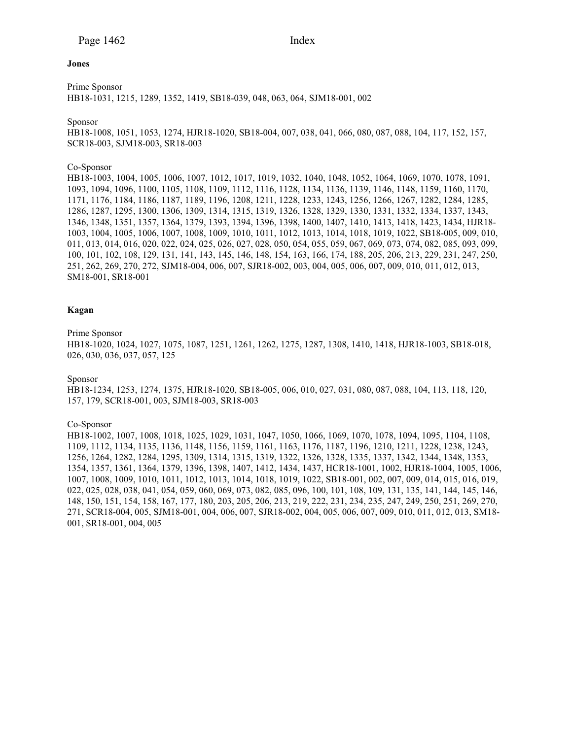**Jones**

Prime Sponsor
HB18-1031, 1215, 1289, 1352, 1419, SB18-039, 048, 063, 064, SJM18-001, 002

Sponsor
HB18-1008, 1051, 1053, 1274, HJR18-1020, SB18-004, 007, 038, 041, 066, 080, 087, 088, 104, 117, 152, 157, SCR18-003, SJM18-003, SR18-003

Co-Sponsor
HB18-1003, 1004, 1005, 1006, 1007, 1012, 1017, 1019, 1032, 1040, 1048, 1052, 1064, 1069, 1070, 1078, 1091, 1093, 1094, 1096, 1100, 1105, 1108, 1109, 1112, 1116, 1128, 1134, 1136, 1139, 1146, 1148, 1159, 1160, 1170, 1171, 1176, 1184, 1186, 1187, 1189, 1196, 1208, 1211, 1228, 1233, 1243, 1256, 1266, 1267, 1282, 1284, 1285, 1286, 1287, 1295, 1300, 1306, 1309, 1314, 1315, 1319, 1326, 1328, 1329, 1330, 1331, 1332, 1334, 1337, 1343, 1346, 1348, 1351, 1357, 1364, 1379, 1393, 1394, 1396, 1398, 1400, 1407, 1410, 1413, 1418, 1423, 1434, HJR18-1003, 1004, 1005, 1006, 1007, 1008, 1009, 1010, 1011, 1012, 1013, 1014, 1018, 1019, 1022, SB18-005, 009, 010, 011, 013, 014, 016, 020, 022, 024, 025, 026, 027, 028, 050, 054, 055, 059, 067, 069, 073, 074, 082, 085, 093, 099, 100, 101, 102, 108, 129, 131, 141, 143, 145, 146, 148, 154, 163, 166, 174, 188, 205, 206, 213, 229, 231, 247, 250, 251, 262, 269, 270, 272, SJM18-004, 006, 007, SJR18-002, 003, 004, 005, 006, 007, 009, 010, 011, 012, 013, SM18-001, SR18-001

**Kagan**

Prime Sponsor
HB18-1020, 1024, 1027, 1075, 1087, 1251, 1261, 1262, 1275, 1287, 1308, 1410, 1418, HJR18-1003, SB18-018, 026, 030, 036, 037, 057, 125

Sponsor
HB18-1234, 1253, 1274, 1375, HJR18-1020, SB18-005, 006, 010, 027, 031, 080, 087, 088, 104, 113, 118, 120, 157, 179, SCR18-001, 003, SJM18-003, SR18-003

Co-Sponsor
HB18-1002, 1007, 1008, 1018, 1025, 1029, 1031, 1047, 1050, 1066, 1069, 1070, 1078, 1094, 1095, 1104, 1108, 1109, 1112, 1134, 1135, 1136, 1148, 1156, 1159, 1161, 1163, 1176, 1187, 1196, 1210, 1211, 1228, 1238, 1243, 1256, 1264, 1282, 1284, 1295, 1309, 1314, 1315, 1319, 1322, 1326, 1328, 1335, 1337, 1342, 1344, 1348, 1353, 1354, 1357, 1361, 1364, 1379, 1396, 1398, 1407, 1412, 1434, 1437, HCR18-1001, 1002, HJR18-1004, 1005, 1006, 1007, 1008, 1009, 1010, 1011, 1012, 1013, 1014, 1018, 1019, 1022, SB18-001, 002, 007, 009, 014, 015, 016, 019, 022, 025, 028, 038, 041, 054, 059, 060, 069, 073, 082, 085, 096, 100, 101, 108, 109, 131, 135, 141, 144, 145, 146, 148, 150, 151, 154, 158, 167, 177, 180, 203, 205, 206, 213, 219, 222, 231, 234, 235, 247, 249, 250, 251, 269, 270, 271, SCR18-004, 005, SJM18-001, 004, 006, 007, SJR18-002, 004, 005, 006, 007, 009, 010, 011, 012, 013, SM18-001, SR18-001, 004, 005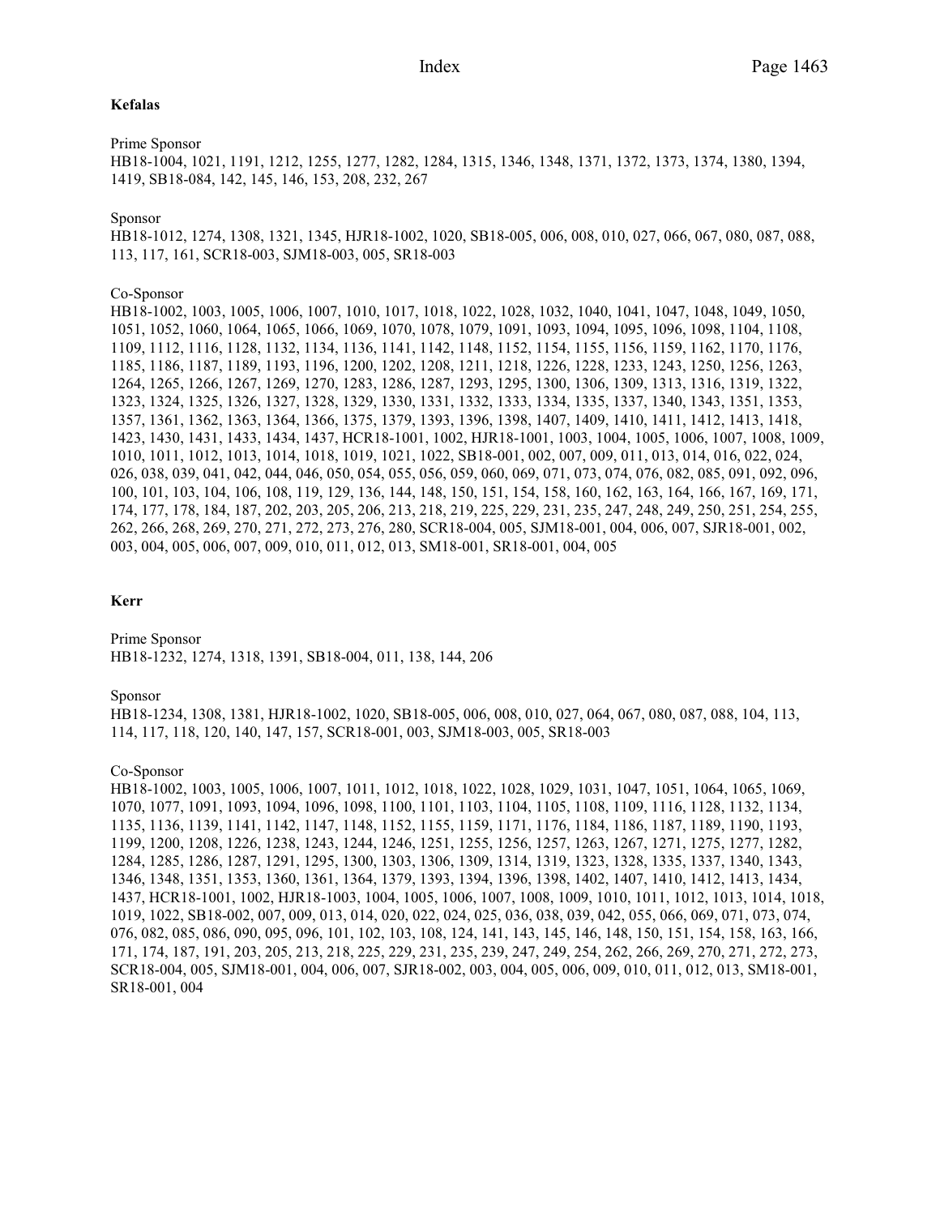**Kefalas**

Prime Sponsor
HB18-1004, 1021, 1191, 1212, 1255, 1277, 1282, 1284, 1315, 1346, 1348, 1371, 1372, 1373, 1374, 1380, 1394, 1419, SB18-084, 142, 145, 146, 153, 208, 232, 267

Sponsor
HB18-1012, 1274, 1308, 1321, 1345, HJR18-1002, 1020, SB18-005, 006, 008, 010, 027, 066, 067, 080, 087, 088, 113, 117, 161, SCR18-003, SJM18-003, 005, SR18-003

Co-Sponsor
HB18-1002, 1003, 1005, 1006, 1007, 1010, 1017, 1018, 1022, 1028, 1032, 1040, 1041, 1047, 1048, 1049, 1050, 1051, 1052, 1060, 1064, 1065, 1066, 1069, 1070, 1078, 1079, 1091, 1093, 1094, 1095, 1096, 1098, 1104, 1108, 1109, 1112, 1116, 1128, 1132, 1134, 1136, 1141, 1142, 1148, 1152, 1154, 1155, 1156, 1159, 1162, 1170, 1176, 1185, 1186, 1187, 1189, 1193, 1196, 1200, 1202, 1208, 1211, 1218, 1226, 1228, 1233, 1243, 1250, 1256, 1263, 1264, 1265, 1266, 1267, 1269, 1270, 1283, 1286, 1287, 1293, 1295, 1300, 1306, 1309, 1313, 1316, 1319, 1322, 1323, 1324, 1325, 1326, 1327, 1328, 1329, 1330, 1331, 1332, 1333, 1334, 1335, 1337, 1340, 1343, 1351, 1353, 1357, 1361, 1362, 1363, 1364, 1366, 1375, 1379, 1393, 1396, 1398, 1407, 1409, 1410, 1411, 1412, 1413, 1418, 1423, 1430, 1431, 1433, 1434, 1437, HCR18-1001, 1002, HJR18-1001, 1003, 1004, 1005, 1006, 1007, 1008, 1009, 1010, 1011, 1012, 1013, 1014, 1018, 1019, 1021, 1022, SB18-001, 002, 007, 009, 011, 013, 014, 016, 022, 024, 026, 038, 039, 041, 042, 044, 046, 050, 054, 055, 056, 059, 060, 069, 071, 073, 074, 076, 082, 085, 091, 092, 096, 100, 101, 103, 104, 106, 108, 119, 129, 136, 144, 148, 150, 151, 154, 158, 160, 162, 163, 164, 166, 167, 169, 171, 174, 177, 178, 184, 187, 202, 203, 205, 206, 213, 218, 219, 225, 229, 231, 235, 247, 248, 249, 250, 251, 254, 255, 262, 266, 268, 269, 270, 271, 272, 273, 276, 280, SCR18-004, 005, SJM18-001, 004, 006, 007, SJR18-001, 002, 003, 004, 005, 006, 007, 009, 010, 011, 012, 013, SM18-001, SR18-001, 004, 005

**Kerr**

Prime Sponsor
HB18-1232, 1274, 1318, 1391, SB18-004, 011, 138, 144, 206

Sponsor
HB18-1234, 1308, 1381, HJR18-1002, 1020, SB18-005, 006, 008, 010, 027, 064, 067, 080, 087, 088, 104, 113, 114, 117, 118, 120, 140, 147, 157, SCR18-001, 003, SJM18-003, 005, SR18-003

Co-Sponsor
HB18-1002, 1003, 1005, 1006, 1007, 1011, 1012, 1018, 1022, 1028, 1029, 1031, 1047, 1051, 1064, 1065, 1069, 1070, 1077, 1091, 1093, 1094, 1096, 1098, 1100, 1101, 1103, 1104, 1105, 1108, 1109, 1116, 1128, 1132, 1134, 1135, 1136, 1139, 1141, 1142, 1147, 1148, 1152, 1155, 1159, 1171, 1176, 1184, 1186, 1187, 1189, 1190, 1193, 1199, 1200, 1208, 1226, 1238, 1243, 1244, 1246, 1251, 1255, 1256, 1257, 1263, 1267, 1271, 1275, 1277, 1282, 1284, 1285, 1286, 1287, 1291, 1295, 1300, 1303, 1306, 1309, 1314, 1319, 1323, 1328, 1335, 1337, 1340, 1343, 1346, 1348, 1351, 1353, 1360, 1361, 1364, 1379, 1393, 1394, 1396, 1398, 1402, 1407, 1410, 1412, 1413, 1434, 1437, HCR18-1001, 1002, HJR18-1003, 1004, 1005, 1006, 1007, 1008, 1009, 1010, 1011, 1012, 1013, 1014, 1018, 1019, 1022, SB18-002, 007, 009, 013, 014, 020, 022, 024, 025, 036, 038, 039, 042, 055, 066, 069, 071, 073, 074, 076, 082, 085, 086, 090, 095, 096, 101, 102, 103, 108, 124, 141, 143, 145, 146, 148, 150, 151, 154, 158, 163, 166, 171, 174, 187, 191, 203, 205, 213, 218, 225, 229, 231, 235, 239, 247, 249, 254, 262, 266, 269, 270, 271, 272, 273, SCR18-004, 005, SJM18-001, 004, 006, 007, SJR18-002, 003, 004, 005, 006, 009, 010, 011, 012, 013, SM18-001, SR18-001, 004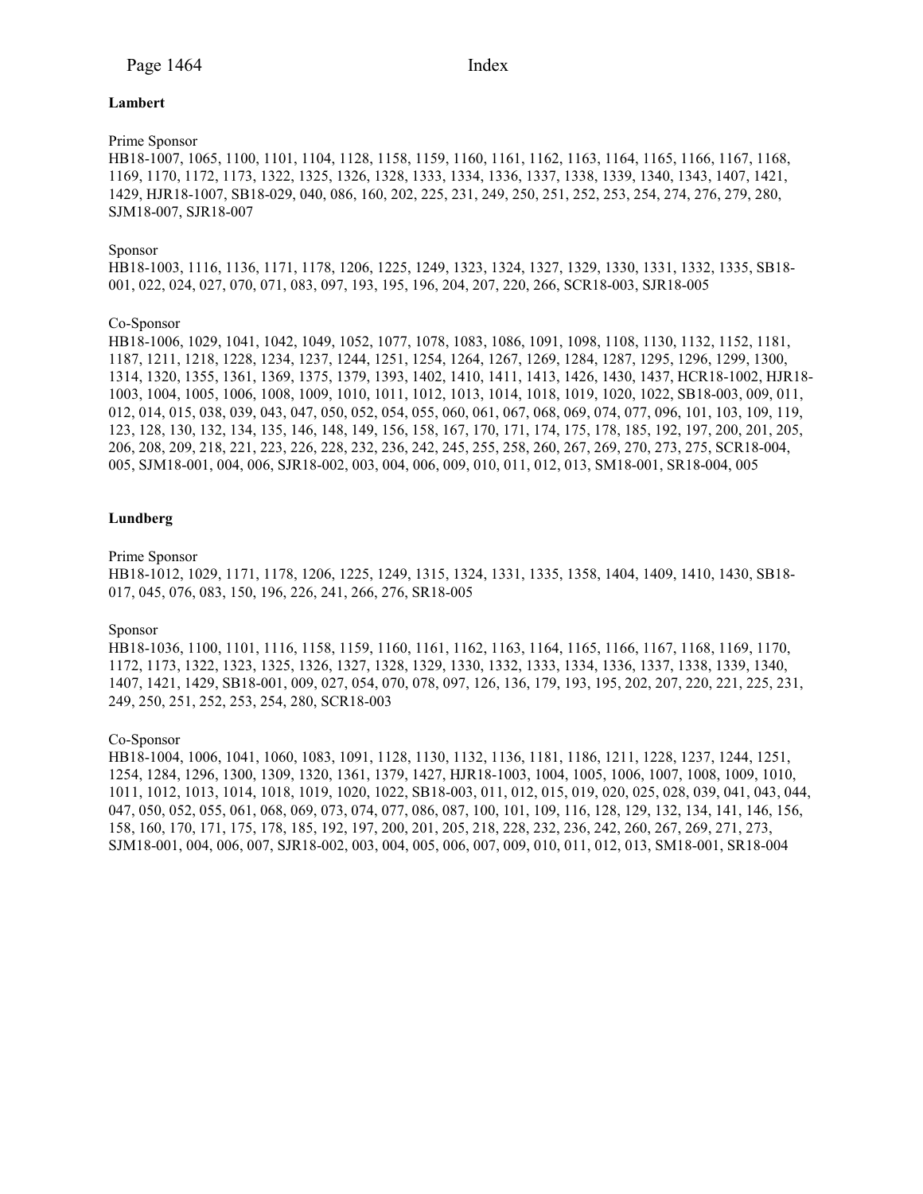**Lambert**

Prime Sponsor
HB18-1007, 1065, 1100, 1101, 1104, 1128, 1158, 1159, 1160, 1161, 1162, 1163, 1164, 1165, 1166, 1167, 1168, 1169, 1170, 1172, 1173, 1322, 1325, 1326, 1328, 1333, 1334, 1336, 1337, 1338, 1339, 1340, 1343, 1407, 1421, 1429, HJR18-1007, SB18-029, 040, 086, 160, 202, 225, 231, 249, 250, 251, 252, 253, 254, 274, 276, 279, 280, SJM18-007, SJR18-007

Sponsor
HB18-1003, 1116, 1136, 1171, 1178, 1206, 1225, 1249, 1323, 1324, 1327, 1329, 1330, 1331, 1332, 1335, SB18-001, 022, 024, 027, 070, 071, 083, 097, 193, 195, 196, 204, 207, 220, 266, SCR18-003, SJR18-005

Co-Sponsor
HB18-1006, 1029, 1041, 1042, 1049, 1052, 1077, 1078, 1083, 1086, 1091, 1098, 1108, 1130, 1132, 1152, 1181, 1187, 1211, 1218, 1228, 1234, 1237, 1244, 1251, 1254, 1264, 1267, 1269, 1284, 1287, 1295, 1296, 1299, 1300, 1314, 1320, 1355, 1361, 1369, 1375, 1379, 1393, 1402, 1410, 1411, 1413, 1426, 1430, 1437, HCR18-1002, HJR18-1003, 1004, 1005, 1006, 1008, 1009, 1010, 1011, 1012, 1013, 1014, 1018, 1019, 1020, 1022, SB18-003, 009, 011, 012, 014, 015, 038, 039, 043, 047, 050, 052, 054, 055, 060, 061, 067, 068, 069, 074, 077, 096, 101, 103, 109, 119, 123, 128, 130, 132, 134, 135, 146, 148, 149, 156, 158, 167, 170, 171, 174, 175, 178, 185, 192, 197, 200, 201, 205, 206, 208, 209, 218, 221, 223, 226, 228, 232, 236, 242, 245, 255, 258, 260, 267, 269, 270, 273, 275, SCR18-004, 005, SJM18-001, 004, 006, SJR18-002, 003, 004, 006, 009, 010, 011, 012, 013, SM18-001, SR18-004, 005

**Lundberg**

Prime Sponsor
HB18-1012, 1029, 1171, 1178, 1206, 1225, 1249, 1315, 1324, 1331, 1335, 1358, 1404, 1409, 1410, 1430, SB18-017, 045, 076, 083, 150, 196, 226, 241, 266, 276, SR18-005

Sponsor
HB18-1036, 1100, 1101, 1116, 1158, 1159, 1160, 1161, 1162, 1163, 1164, 1165, 1166, 1167, 1168, 1169, 1170, 1172, 1173, 1322, 1323, 1325, 1326, 1327, 1328, 1329, 1330, 1332, 1333, 1334, 1336, 1337, 1338, 1339, 1340, 1407, 1421, 1429, SB18-001, 009, 027, 054, 070, 078, 097, 126, 136, 179, 193, 195, 202, 207, 220, 221, 225, 231, 249, 250, 251, 252, 253, 254, 280, SCR18-003

Co-Sponsor
HB18-1004, 1006, 1041, 1060, 1083, 1091, 1128, 1130, 1132, 1136, 1181, 1186, 1211, 1228, 1237, 1244, 1251, 1254, 1284, 1296, 1300, 1309, 1320, 1361, 1379, 1427, HJR18-1003, 1004, 1005, 1006, 1007, 1008, 1009, 1010, 1011, 1012, 1013, 1014, 1018, 1019, 1020, 1022, SB18-003, 011, 012, 015, 019, 020, 025, 028, 039, 041, 043, 044, 047, 050, 052, 055, 061, 068, 069, 073, 074, 077, 086, 087, 100, 101, 109, 116, 128, 129, 132, 134, 141, 146, 156, 158, 160, 170, 171, 175, 178, 185, 192, 197, 200, 201, 205, 218, 228, 232, 236, 242, 260, 267, 269, 271, 273, SJM18-001, 004, 006, 007, SJR18-002, 003, 004, 005, 006, 007, 009, 010, 011, 012, 013, SM18-001, SR18-004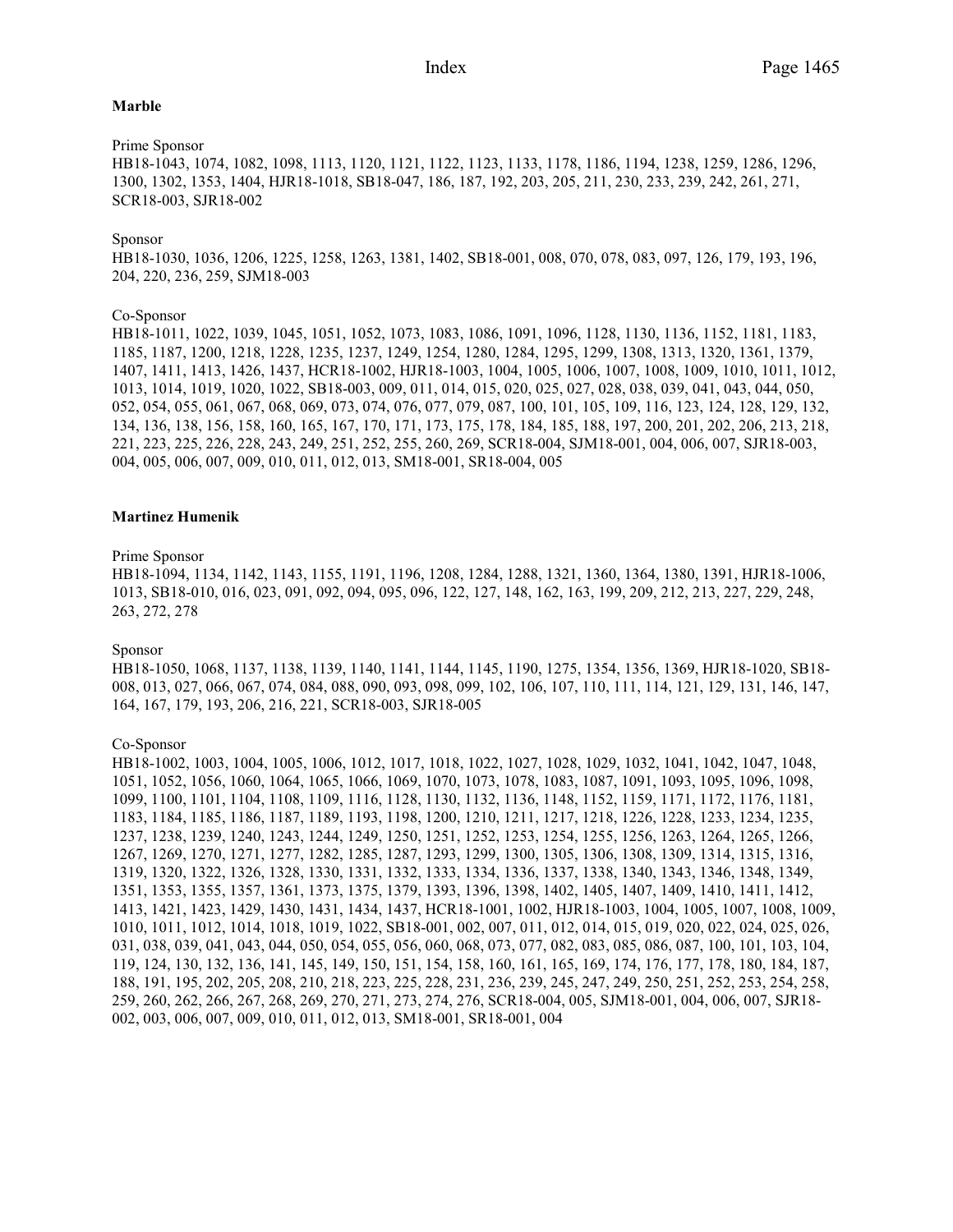**Marble**

Prime Sponsor
HB18-1043, 1074, 1082, 1098, 1113, 1120, 1121, 1122, 1123, 1133, 1178, 1186, 1194, 1238, 1259, 1286, 1296, 1300, 1302, 1353, 1404, HJR18-1018, SB18-047, 186, 187, 192, 203, 205, 211, 230, 233, 239, 242, 261, 271, SCR18-003, SJR18-002

Sponsor
HB18-1030, 1036, 1206, 1225, 1258, 1263, 1381, 1402, SB18-001, 008, 070, 078, 083, 097, 126, 179, 193, 196, 204, 220, 236, 259, SJM18-003

Co-Sponsor
HB18-1011, 1022, 1039, 1045, 1051, 1052, 1073, 1083, 1086, 1091, 1096, 1128, 1130, 1136, 1152, 1181, 1183, 1185, 1187, 1200, 1218, 1228, 1235, 1237, 1249, 1254, 1280, 1284, 1295, 1299, 1308, 1313, 1320, 1361, 1379, 1407, 1411, 1413, 1426, 1437, HCR18-1002, HJR18-1003, 1004, 1005, 1006, 1007, 1008, 1009, 1010, 1011, 1012, 1013, 1014, 1019, 1020, 1022, SB18-003, 009, 011, 014, 015, 020, 025, 027, 028, 038, 039, 041, 043, 044, 050, 052, 054, 055, 061, 067, 068, 069, 073, 074, 076, 077, 079, 087, 100, 101, 105, 109, 116, 123, 124, 128, 129, 132, 134, 136, 138, 156, 158, 160, 165, 167, 170, 171, 173, 175, 178, 184, 185, 188, 197, 200, 201, 202, 206, 213, 218, 221, 223, 225, 226, 228, 243, 249, 251, 252, 255, 260, 269, SCR18-004, SJM18-001, 004, 006, 007, SJR18-003, 004, 005, 006, 007, 009, 010, 011, 012, 013, SM18-001, SR18-004, 005

**Martinez Humenik**

Prime Sponsor
HB18-1094, 1134, 1142, 1143, 1155, 1191, 1196, 1208, 1284, 1288, 1321, 1360, 1364, 1380, 1391, HJR18-1006, 1013, SB18-010, 016, 023, 091, 092, 094, 095, 096, 122, 127, 148, 162, 163, 199, 209, 212, 213, 227, 229, 248, 263, 272, 278

Sponsor
HB18-1050, 1068, 1137, 1138, 1139, 1140, 1141, 1144, 1145, 1190, 1275, 1354, 1356, 1369, HJR18-1020, SB18-008, 013, 027, 066, 067, 074, 084, 088, 090, 093, 098, 099, 102, 106, 107, 110, 111, 114, 121, 129, 131, 146, 147, 164, 167, 179, 193, 206, 216, 221, SCR18-003, SJR18-005

Co-Sponsor
HB18-1002, 1003, 1004, 1005, 1006, 1012, 1017, 1018, 1022, 1027, 1028, 1029, 1032, 1041, 1042, 1047, 1048, 1051, 1052, 1056, 1060, 1064, 1065, 1066, 1069, 1070, 1073, 1078, 1083, 1087, 1091, 1093, 1095, 1096, 1098, 1099, 1100, 1101, 1104, 1108, 1109, 1116, 1128, 1130, 1132, 1136, 1148, 1152, 1159, 1171, 1172, 1176, 1181, 1183, 1184, 1185, 1186, 1187, 1189, 1193, 1198, 1200, 1210, 1211, 1217, 1218, 1226, 1228, 1233, 1234, 1235, 1237, 1238, 1239, 1240, 1243, 1244, 1249, 1250, 1251, 1252, 1253, 1254, 1255, 1256, 1263, 1264, 1265, 1266, 1267, 1269, 1270, 1271, 1277, 1282, 1285, 1287, 1293, 1299, 1300, 1305, 1306, 1308, 1309, 1314, 1315, 1316, 1319, 1320, 1322, 1326, 1328, 1330, 1331, 1332, 1333, 1334, 1336, 1337, 1338, 1340, 1343, 1346, 1348, 1349, 1351, 1353, 1355, 1357, 1361, 1373, 1375, 1379, 1393, 1396, 1398, 1402, 1405, 1407, 1409, 1410, 1411, 1412, 1413, 1421, 1423, 1429, 1430, 1431, 1434, 1437, HCR18-1001, 1002, HJR18-1003, 1004, 1005, 1007, 1008, 1009, 1010, 1011, 1012, 1014, 1018, 1019, 1022, SB18-001, 002, 007, 011, 012, 014, 015, 019, 020, 022, 024, 025, 026, 031, 038, 039, 041, 043, 044, 050, 054, 055, 056, 060, 068, 073, 077, 082, 083, 085, 086, 087, 100, 101, 103, 104, 119, 124, 130, 132, 136, 141, 145, 149, 150, 151, 154, 158, 160, 161, 165, 169, 174, 176, 177, 178, 180, 184, 187, 188, 191, 195, 202, 205, 208, 210, 218, 223, 225, 228, 231, 236, 239, 245, 247, 249, 250, 251, 252, 253, 254, 258, 259, 260, 262, 266, 267, 268, 269, 270, 271, 273, 274, 276, SCR18-004, 005, SJM18-001, 004, 006, 007, SJR18-002, 003, 006, 007, 009, 010, 011, 012, 013, SM18-001, SR18-001, 004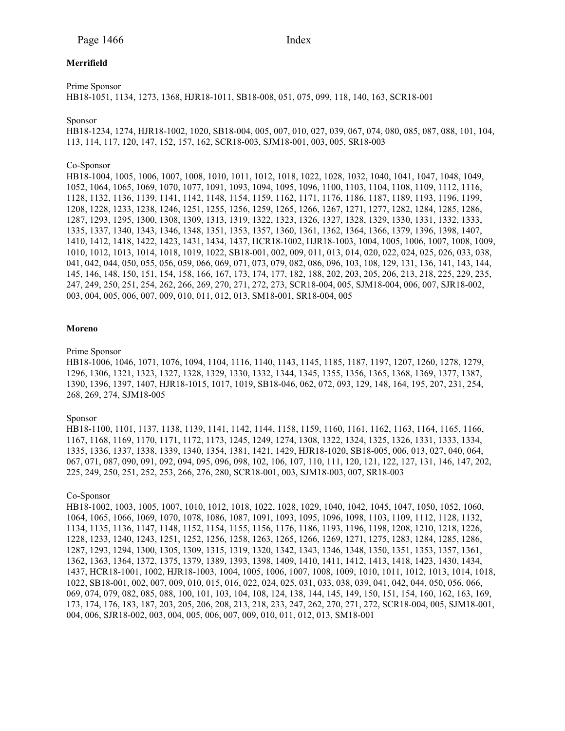**Merrifield**

Prime Sponsor
HB18-1051, 1134, 1273, 1368, HJR18-1011, SB18-008, 051, 075, 099, 118, 140, 163, SCR18-001

Sponsor
HB18-1234, 1274, HJR18-1002, 1020, SB18-004, 005, 007, 010, 027, 039, 067, 074, 080, 085, 087, 088, 101, 104, 113, 114, 117, 120, 147, 152, 157, 162, SCR18-003, SJM18-001, 003, 005, SR18-003

Co-Sponsor
HB18-1004, 1005, 1006, 1007, 1008, 1010, 1011, 1012, 1018, 1022, 1028, 1032, 1040, 1041, 1047, 1048, 1049, 1052, 1064, 1065, 1069, 1070, 1077, 1091, 1093, 1094, 1095, 1096, 1100, 1103, 1104, 1108, 1109, 1112, 1116, 1128, 1132, 1136, 1139, 1141, 1142, 1148, 1154, 1159, 1162, 1171, 1176, 1186, 1187, 1189, 1193, 1196, 1199, 1208, 1228, 1233, 1238, 1246, 1251, 1255, 1256, 1259, 1265, 1266, 1267, 1271, 1277, 1282, 1284, 1285, 1286, 1287, 1293, 1295, 1300, 1308, 1309, 1313, 1319, 1322, 1323, 1326, 1327, 1328, 1329, 1330, 1331, 1332, 1333, 1335, 1337, 1340, 1343, 1346, 1348, 1351, 1353, 1357, 1360, 1361, 1362, 1364, 1366, 1379, 1396, 1398, 1407, 1410, 1412, 1418, 1422, 1423, 1431, 1434, 1437, HCR18-1002, HJR18-1003, 1004, 1005, 1006, 1007, 1008, 1009, 1010, 1012, 1013, 1014, 1018, 1019, 1022, SB18-001, 002, 009, 011, 013, 014, 020, 022, 024, 025, 026, 033, 038, 041, 042, 044, 050, 055, 056, 059, 066, 069, 071, 073, 079, 082, 086, 096, 103, 108, 129, 131, 136, 141, 143, 144, 145, 146, 148, 150, 151, 154, 158, 166, 167, 173, 174, 177, 182, 188, 202, 203, 205, 206, 213, 218, 225, 229, 235, 247, 249, 250, 251, 254, 262, 266, 269, 270, 271, 272, 273, SCR18-004, 005, SJM18-004, 006, 007, SJR18-002, 003, 004, 005, 006, 007, 009, 010, 011, 012, 013, SM18-001, SR18-004, 005

**Moreno**

Prime Sponsor
HB18-1006, 1046, 1071, 1076, 1094, 1104, 1116, 1140, 1143, 1145, 1185, 1187, 1197, 1207, 1260, 1278, 1279, 1296, 1306, 1321, 1323, 1327, 1328, 1329, 1330, 1332, 1344, 1345, 1355, 1356, 1365, 1368, 1369, 1377, 1387, 1390, 1396, 1397, 1407, HJR18-1015, 1017, 1019, SB18-046, 062, 072, 093, 129, 148, 164, 195, 207, 231, 254, 268, 269, 274, SJM18-005

Sponsor
HB18-1100, 1101, 1137, 1138, 1139, 1141, 1142, 1144, 1158, 1159, 1160, 1161, 1162, 1163, 1164, 1165, 1166, 1167, 1168, 1169, 1170, 1171, 1172, 1173, 1245, 1249, 1274, 1308, 1322, 1324, 1325, 1326, 1331, 1333, 1334, 1335, 1336, 1337, 1338, 1339, 1340, 1354, 1381, 1421, 1429, HJR18-1020, SB18-005, 006, 013, 027, 040, 064, 067, 071, 087, 090, 091, 092, 094, 095, 096, 098, 102, 106, 107, 110, 111, 120, 121, 122, 127, 131, 146, 147, 202, 225, 249, 250, 251, 252, 253, 266, 276, 280, SCR18-001, 003, SJM18-003, 007, SR18-003

Co-Sponsor
HB18-1002, 1003, 1005, 1007, 1010, 1012, 1018, 1022, 1028, 1029, 1040, 1042, 1045, 1047, 1050, 1052, 1060, 1064, 1065, 1066, 1069, 1070, 1078, 1086, 1087, 1091, 1093, 1095, 1096, 1098, 1103, 1109, 1112, 1128, 1132, 1134, 1135, 1136, 1147, 1148, 1152, 1154, 1155, 1156, 1176, 1186, 1193, 1196, 1198, 1208, 1210, 1218, 1226, 1228, 1233, 1240, 1243, 1251, 1252, 1256, 1258, 1263, 1265, 1266, 1269, 1271, 1275, 1283, 1284, 1285, 1286, 1287, 1293, 1294, 1300, 1305, 1309, 1315, 1319, 1320, 1342, 1343, 1346, 1348, 1350, 1351, 1353, 1357, 1361, 1362, 1363, 1364, 1372, 1375, 1379, 1389, 1393, 1398, 1409, 1410, 1411, 1412, 1413, 1418, 1423, 1430, 1434, 1437, HCR18-1001, 1002, HJR18-1003, 1004, 1005, 1006, 1007, 1008, 1009, 1010, 1011, 1012, 1013, 1014, 1018, 1022, SB18-001, 002, 007, 009, 010, 015, 016, 022, 024, 025, 031, 033, 038, 039, 041, 042, 044, 050, 056, 066, 069, 074, 079, 082, 085, 088, 100, 101, 103, 104, 108, 124, 138, 144, 145, 149, 150, 151, 154, 160, 162, 163, 169, 173, 174, 176, 183, 187, 203, 205, 206, 208, 213, 218, 233, 247, 262, 270, 271, 272, SCR18-004, 005, SJM18-001, 004, 006, SJR18-002, 003, 004, 005, 006, 007, 009, 010, 011, 012, 013, SM18-001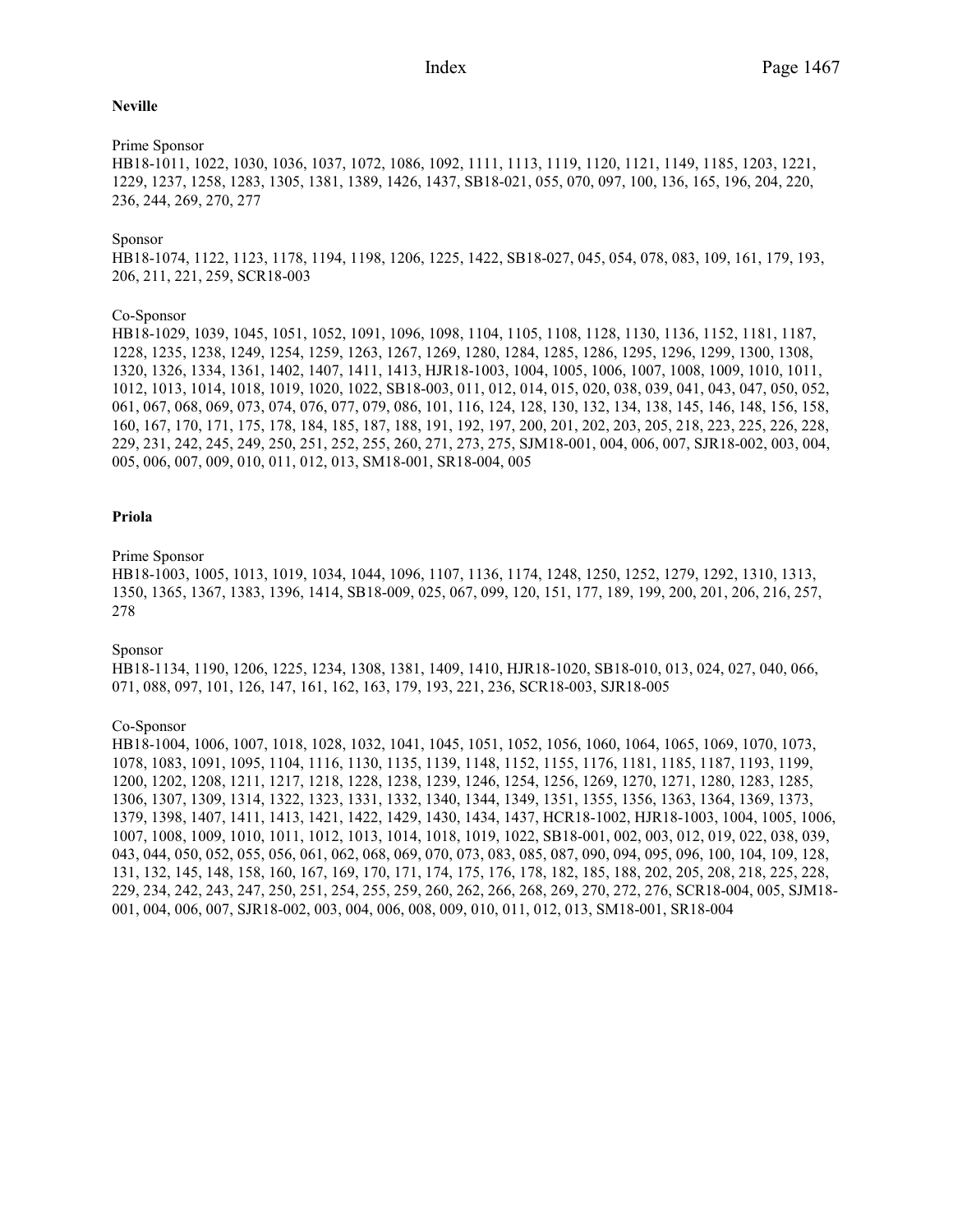**Neville**

Prime Sponsor
HB18-1011, 1022, 1030, 1036, 1037, 1072, 1086, 1092, 1111, 1113, 1119, 1120, 1121, 1149, 1185, 1203, 1221, 1229, 1237, 1258, 1283, 1305, 1381, 1389, 1426, 1437, SB18-021, 055, 070, 097, 100, 136, 165, 196, 204, 220, 236, 244, 269, 270, 277

Sponsor
HB18-1074, 1122, 1123, 1178, 1194, 1198, 1206, 1225, 1422, SB18-027, 045, 054, 078, 083, 109, 161, 179, 193, 206, 211, 221, 259, SCR18-003

Co-Sponsor
HB18-1029, 1039, 1045, 1051, 1052, 1091, 1096, 1098, 1104, 1105, 1108, 1128, 1130, 1136, 1152, 1181, 1187, 1228, 1235, 1238, 1249, 1254, 1259, 1263, 1267, 1269, 1280, 1284, 1285, 1286, 1295, 1296, 1299, 1300, 1308, 1320, 1326, 1334, 1361, 1402, 1407, 1411, 1413, HJR18-1003, 1004, 1005, 1006, 1007, 1008, 1009, 1010, 1011, 1012, 1013, 1014, 1018, 1019, 1020, 1022, SB18-003, 011, 012, 014, 015, 020, 038, 039, 041, 043, 047, 050, 052, 061, 067, 068, 069, 073, 074, 076, 077, 079, 086, 101, 116, 124, 128, 130, 132, 134, 138, 145, 146, 148, 156, 158, 160, 167, 170, 171, 175, 178, 184, 185, 187, 188, 191, 192, 197, 200, 201, 202, 203, 205, 218, 223, 225, 226, 228, 229, 231, 242, 245, 249, 250, 251, 252, 255, 260, 271, 273, 275, SJM18-001, 004, 006, 007, SJR18-002, 003, 004, 005, 006, 007, 009, 010, 011, 012, 013, SM18-001, SR18-004, 005

**Priola**

Prime Sponsor
HB18-1003, 1005, 1013, 1019, 1034, 1044, 1096, 1107, 1136, 1174, 1248, 1250, 1252, 1279, 1292, 1310, 1313, 1350, 1365, 1367, 1383, 1396, 1414, SB18-009, 025, 067, 099, 120, 151, 177, 189, 199, 200, 201, 206, 216, 257, 278

Sponsor
HB18-1134, 1190, 1206, 1225, 1234, 1308, 1381, 1409, 1410, HJR18-1020, SB18-010, 013, 024, 027, 040, 066, 071, 088, 097, 101, 126, 147, 161, 162, 163, 179, 193, 221, 236, SCR18-003, SJR18-005

Co-Sponsor
HB18-1004, 1006, 1007, 1018, 1028, 1032, 1041, 1045, 1051, 1052, 1056, 1060, 1064, 1065, 1069, 1070, 1073, 1078, 1083, 1091, 1095, 1104, 1116, 1130, 1135, 1139, 1148, 1152, 1155, 1176, 1181, 1185, 1187, 1193, 1199, 1200, 1202, 1208, 1211, 1217, 1218, 1228, 1238, 1239, 1246, 1254, 1256, 1269, 1270, 1271, 1280, 1283, 1285, 1306, 1307, 1309, 1314, 1322, 1323, 1331, 1332, 1340, 1344, 1349, 1351, 1355, 1356, 1363, 1364, 1369, 1373, 1379, 1398, 1407, 1411, 1413, 1421, 1422, 1429, 1430, 1434, 1437, HCR18-1002, HJR18-1003, 1004, 1005, 1006, 1007, 1008, 1009, 1010, 1011, 1012, 1013, 1014, 1018, 1019, 1022, SB18-001, 002, 003, 012, 019, 022, 038, 039, 043, 044, 050, 052, 055, 056, 061, 062, 068, 069, 070, 073, 083, 085, 087, 090, 094, 095, 096, 100, 104, 109, 128, 131, 132, 145, 148, 158, 160, 167, 169, 170, 171, 174, 175, 176, 178, 182, 185, 188, 202, 205, 208, 218, 225, 228, 229, 234, 242, 243, 247, 250, 251, 254, 255, 259, 260, 262, 266, 268, 269, 270, 272, 276, SCR18-004, 005, SJM18-001, 004, 006, 007, SJR18-002, 003, 004, 006, 008, 009, 010, 011, 012, 013, SM18-001, SR18-004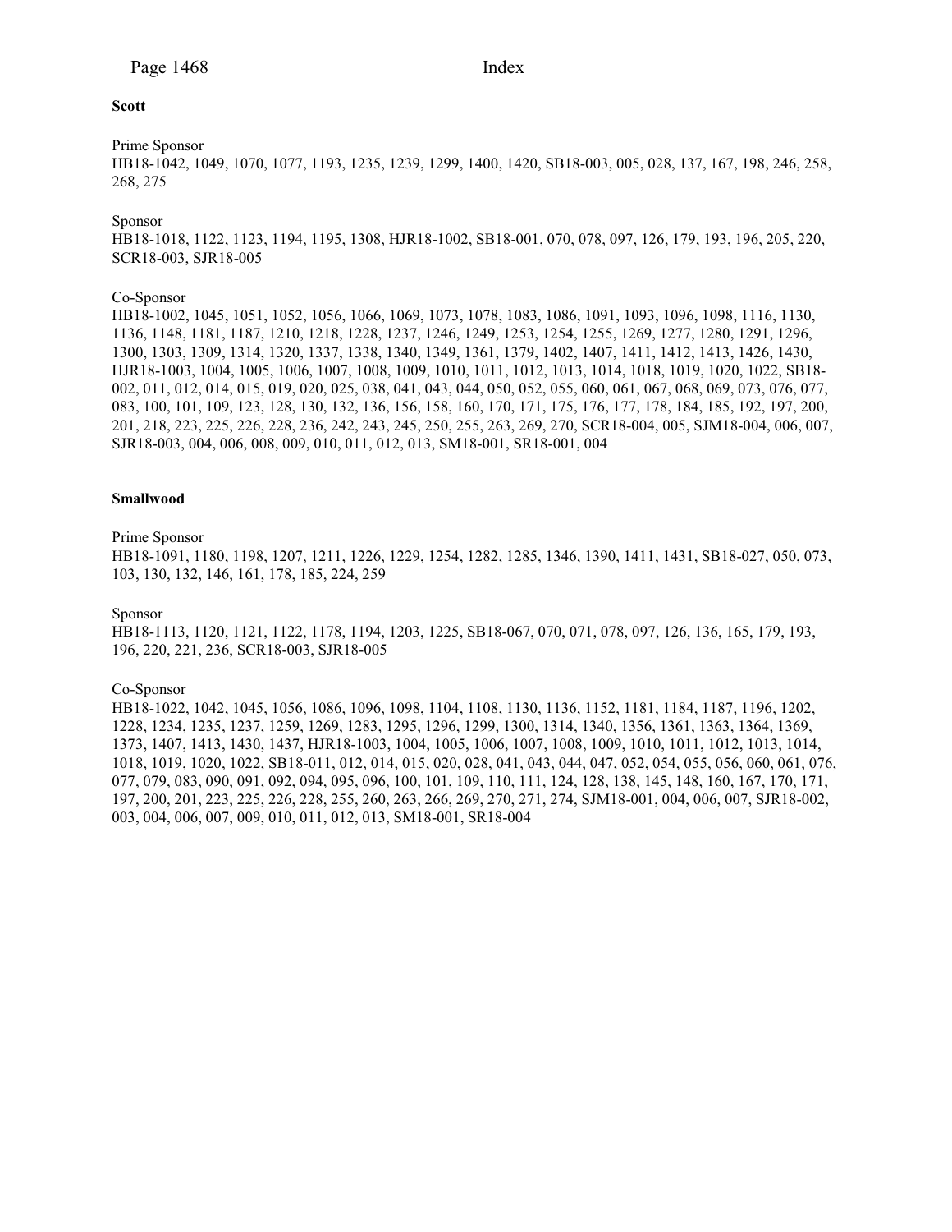**Scott**

Prime Sponsor
HB18-1042, 1049, 1070, 1077, 1193, 1235, 1239, 1299, 1400, 1420, SB18-003, 005, 028, 137, 167, 198, 246, 258, 268, 275

Sponsor
HB18-1018, 1122, 1123, 1194, 1195, 1308, HJR18-1002, SB18-001, 070, 078, 097, 126, 179, 193, 196, 205, 220, SCR18-003, SJR18-005

Co-Sponsor
HB18-1002, 1045, 1051, 1052, 1056, 1066, 1069, 1073, 1078, 1083, 1086, 1091, 1093, 1096, 1098, 1116, 1130, 1136, 1148, 1181, 1187, 1210, 1218, 1228, 1237, 1246, 1249, 1253, 1254, 1255, 1269, 1277, 1280, 1291, 1296, 1300, 1303, 1309, 1314, 1320, 1337, 1338, 1340, 1349, 1361, 1379, 1402, 1407, 1411, 1412, 1413, 1426, 1430, HJR18-1003, 1004, 1005, 1006, 1007, 1008, 1009, 1010, 1011, 1012, 1013, 1014, 1018, 1019, 1020, 1022, SB18-002, 011, 012, 014, 015, 019, 020, 025, 038, 041, 043, 044, 050, 052, 055, 060, 061, 067, 068, 069, 073, 076, 077, 083, 100, 101, 109, 123, 128, 130, 132, 136, 156, 158, 160, 170, 171, 175, 176, 177, 178, 184, 185, 192, 197, 200, 201, 218, 223, 225, 226, 228, 236, 242, 243, 245, 250, 255, 263, 269, 270, SCR18-004, 005, SJM18-004, 006, 007, SJR18-003, 004, 006, 008, 009, 010, 011, 012, 013, SM18-001, SR18-001, 004

**Smallwood**

Prime Sponsor
HB18-1091, 1180, 1198, 1207, 1211, 1226, 1229, 1254, 1282, 1285, 1346, 1390, 1411, 1431, SB18-027, 050, 073, 103, 130, 132, 146, 161, 178, 185, 224, 259

Sponsor
HB18-1113, 1120, 1121, 1122, 1178, 1194, 1203, 1225, SB18-067, 070, 071, 078, 097, 126, 136, 165, 179, 193, 196, 220, 221, 236, SCR18-003, SJR18-005

Co-Sponsor
HB18-1022, 1042, 1045, 1056, 1086, 1096, 1098, 1104, 1108, 1130, 1136, 1152, 1181, 1184, 1187, 1196, 1202, 1228, 1234, 1235, 1237, 1259, 1269, 1283, 1295, 1296, 1299, 1300, 1314, 1340, 1356, 1361, 1363, 1364, 1369, 1373, 1407, 1413, 1430, 1437, HJR18-1003, 1004, 1005, 1006, 1007, 1008, 1009, 1010, 1011, 1012, 1013, 1014, 1018, 1019, 1020, 1022, SB18-011, 012, 014, 015, 020, 028, 041, 043, 044, 047, 052, 054, 055, 056, 060, 061, 076, 077, 079, 083, 090, 091, 092, 094, 095, 096, 100, 101, 109, 110, 111, 124, 128, 138, 145, 148, 160, 167, 170, 171, 197, 200, 201, 223, 225, 226, 228, 255, 260, 263, 266, 269, 270, 271, 274, SJM18-001, 004, 006, 007, SJR18-002, 003, 004, 006, 007, 009, 010, 011, 012, 013, SM18-001, SR18-004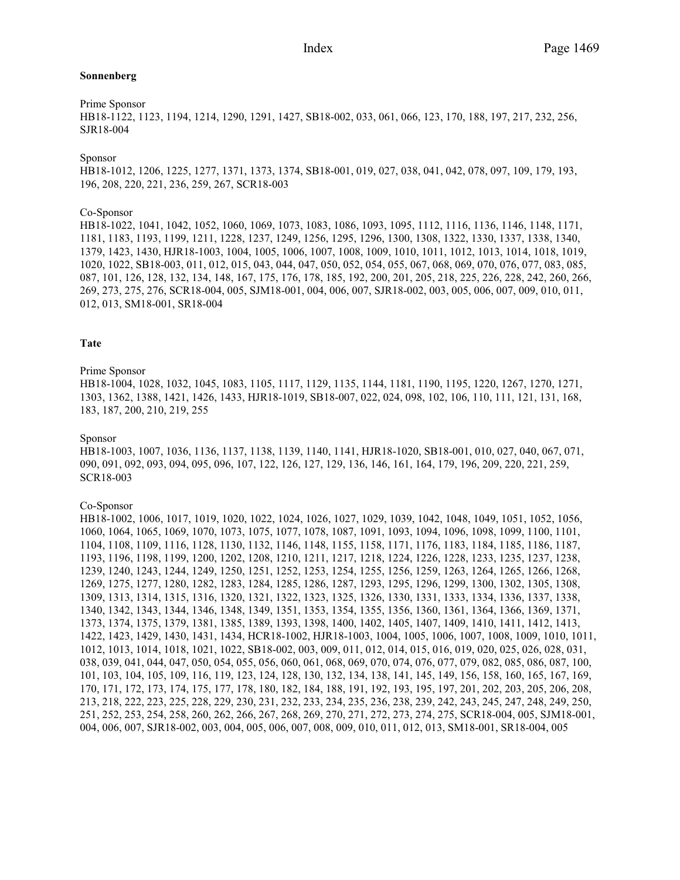**Sonnenberg**

Prime Sponsor
HB18-1122, 1123, 1194, 1214, 1290, 1291, 1427, SB18-002, 033, 061, 066, 123, 170, 188, 197, 217, 232, 256, SJR18-004

Sponsor
HB18-1012, 1206, 1225, 1277, 1371, 1373, 1374, SB18-001, 019, 027, 038, 041, 042, 078, 097, 109, 179, 193, 196, 208, 220, 221, 236, 259, 267, SCR18-003

Co-Sponsor
HB18-1022, 1041, 1042, 1052, 1060, 1069, 1073, 1083, 1086, 1093, 1095, 1112, 1116, 1136, 1146, 1148, 1171, 1181, 1183, 1193, 1199, 1211, 1228, 1237, 1249, 1256, 1295, 1296, 1300, 1308, 1322, 1330, 1337, 1338, 1340, 1379, 1423, 1430, HJR18-1003, 1004, 1005, 1006, 1007, 1008, 1009, 1010, 1011, 1012, 1013, 1014, 1018, 1019, 1020, 1022, SB18-003, 011, 012, 015, 043, 044, 047, 050, 052, 054, 055, 067, 068, 069, 070, 076, 077, 083, 085, 087, 101, 126, 128, 132, 134, 148, 167, 175, 176, 178, 185, 192, 200, 201, 205, 218, 225, 226, 228, 242, 260, 266, 269, 273, 275, 276, SCR18-004, 005, SJM18-001, 004, 006, 007, SJR18-002, 003, 005, 006, 007, 009, 010, 011, 012, 013, SM18-001, SR18-004

**Tate**

Prime Sponsor
HB18-1004, 1028, 1032, 1045, 1083, 1105, 1117, 1129, 1135, 1144, 1181, 1190, 1195, 1220, 1267, 1270, 1271, 1303, 1362, 1388, 1421, 1426, 1433, HJR18-1019, SB18-007, 022, 024, 098, 102, 106, 110, 111, 121, 131, 168, 183, 187, 200, 210, 219, 255

Sponsor
HB18-1003, 1007, 1036, 1136, 1137, 1138, 1139, 1140, 1141, HJR18-1020, SB18-001, 010, 027, 040, 067, 071, 090, 091, 092, 093, 094, 095, 096, 107, 122, 126, 127, 129, 136, 146, 161, 164, 179, 196, 209, 220, 221, 259, SCR18-003

Co-Sponsor
HB18-1002, 1006, 1017, 1019, 1020, 1022, 1024, 1026, 1027, 1029, 1039, 1042, 1048, 1049, 1051, 1052, 1056, 1060, 1064, 1065, 1069, 1070, 1073, 1075, 1077, 1078, 1087, 1091, 1093, 1094, 1096, 1098, 1099, 1100, 1101, 1104, 1108, 1109, 1116, 1128, 1130, 1132, 1146, 1148, 1155, 1158, 1171, 1176, 1183, 1184, 1185, 1186, 1187, 1193, 1196, 1198, 1199, 1200, 1202, 1208, 1210, 1211, 1217, 1218, 1224, 1226, 1228, 1233, 1235, 1237, 1238, 1239, 1240, 1243, 1244, 1249, 1250, 1251, 1252, 1253, 1254, 1255, 1256, 1259, 1263, 1264, 1265, 1266, 1268, 1269, 1275, 1277, 1280, 1282, 1283, 1284, 1285, 1286, 1287, 1293, 1295, 1296, 1299, 1300, 1302, 1305, 1308, 1309, 1313, 1314, 1315, 1316, 1320, 1321, 1322, 1323, 1325, 1326, 1330, 1331, 1333, 1334, 1336, 1337, 1338, 1340, 1342, 1343, 1344, 1346, 1348, 1349, 1351, 1353, 1354, 1355, 1356, 1360, 1361, 1364, 1366, 1369, 1371, 1373, 1374, 1375, 1379, 1381, 1385, 1389, 1393, 1398, 1400, 1402, 1405, 1407, 1409, 1410, 1411, 1412, 1413, 1422, 1423, 1429, 1430, 1431, 1434, HCR18-1002, HJR18-1003, 1004, 1005, 1006, 1007, 1008, 1009, 1010, 1011, 1012, 1013, 1014, 1018, 1021, 1022, SB18-002, 003, 009, 011, 012, 014, 015, 016, 019, 020, 025, 026, 028, 031, 038, 039, 041, 044, 047, 050, 054, 055, 056, 060, 061, 068, 069, 070, 074, 076, 077, 079, 082, 085, 086, 087, 100, 101, 103, 104, 105, 109, 116, 119, 123, 124, 128, 130, 132, 134, 138, 141, 145, 149, 156, 158, 160, 165, 167, 169, 170, 171, 172, 173, 174, 175, 177, 178, 180, 182, 184, 188, 191, 192, 193, 195, 197, 201, 202, 203, 205, 206, 208, 213, 218, 222, 223, 225, 228, 229, 230, 231, 232, 233, 234, 235, 236, 238, 239, 242, 243, 245, 247, 248, 249, 250, 251, 252, 253, 254, 258, 260, 262, 266, 267, 268, 269, 270, 271, 272, 273, 274, 275, SCR18-004, 005, SJM18-001, 004, 006, 007, SJR18-002, 003, 004, 005, 006, 007, 008, 009, 010, 011, 012, 013, SM18-001, SR18-004, 005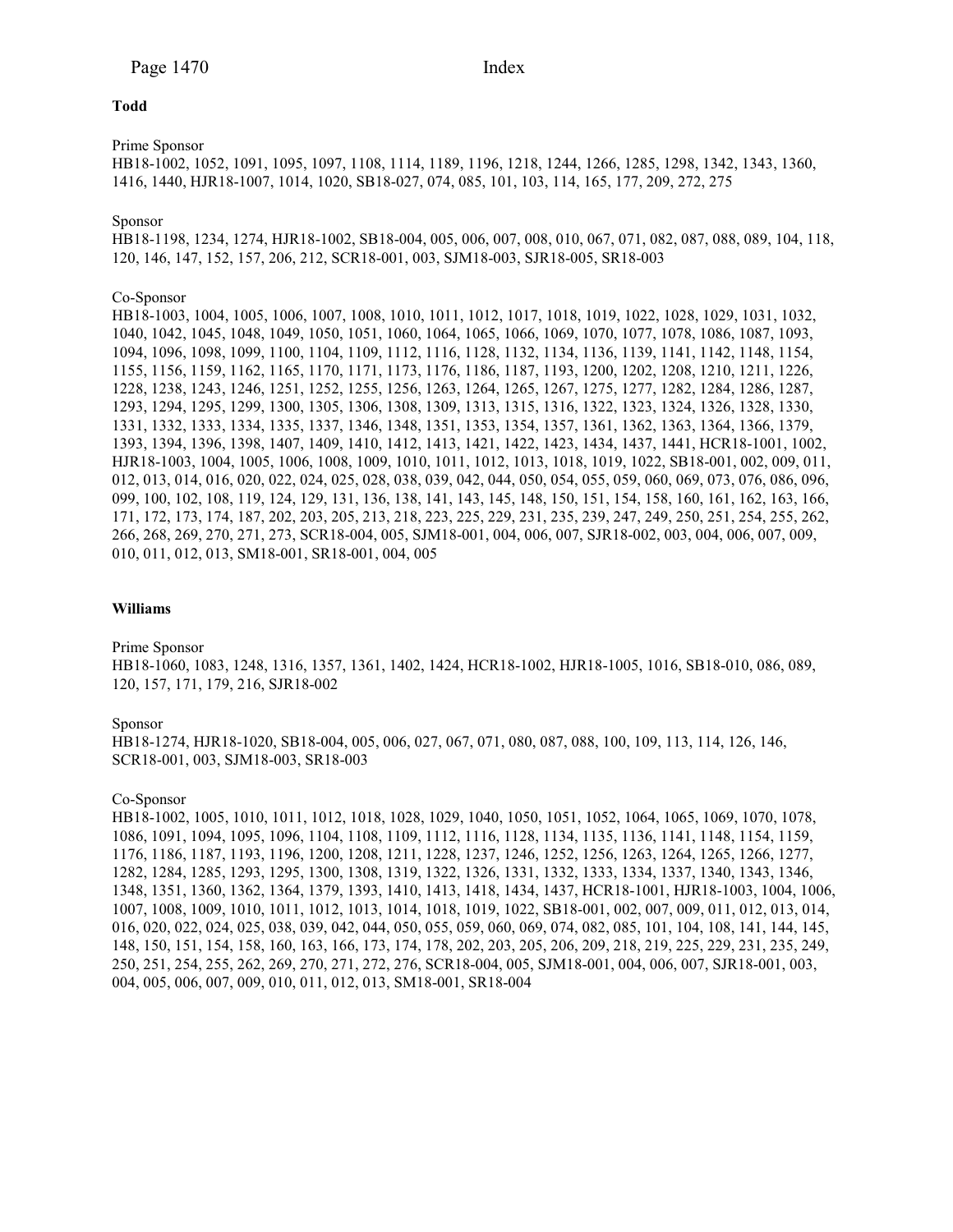**Todd**

Prime Sponsor
HB18-1002, 1052, 1091, 1095, 1097, 1108, 1114, 1189, 1196, 1218, 1244, 1266, 1285, 1298, 1342, 1343, 1360, 1416, 1440, HJR18-1007, 1014, 1020, SB18-027, 074, 085, 101, 103, 114, 165, 177, 209, 272, 275

Sponsor
HB18-1198, 1234, 1274, HJR18-1002, SB18-004, 005, 006, 007, 008, 010, 067, 071, 082, 087, 088, 089, 104, 118, 120, 146, 147, 152, 157, 206, 212, SCR18-001, 003, SJM18-003, SJR18-005, SR18-003

Co-Sponsor
HB18-1003, 1004, 1005, 1006, 1007, 1008, 1010, 1011, 1012, 1017, 1018, 1019, 1022, 1028, 1029, 1031, 1032, 1040, 1042, 1045, 1048, 1049, 1050, 1051, 1060, 1064, 1065, 1066, 1069, 1070, 1077, 1078, 1086, 1087, 1093, 1094, 1096, 1098, 1099, 1100, 1104, 1109, 1112, 1116, 1128, 1132, 1134, 1136, 1139, 1141, 1142, 1148, 1154, 1155, 1156, 1159, 1162, 1165, 1170, 1171, 1173, 1176, 1186, 1187, 1193, 1200, 1202, 1208, 1210, 1211, 1226, 1228, 1238, 1243, 1246, 1251, 1252, 1255, 1256, 1263, 1264, 1265, 1267, 1275, 1277, 1282, 1284, 1286, 1287, 1293, 1294, 1295, 1299, 1300, 1305, 1306, 1308, 1309, 1313, 1315, 1316, 1322, 1323, 1324, 1326, 1328, 1330, 1331, 1332, 1333, 1334, 1335, 1337, 1346, 1348, 1351, 1353, 1354, 1357, 1361, 1362, 1363, 1364, 1366, 1379, 1393, 1394, 1396, 1398, 1407, 1409, 1410, 1412, 1413, 1421, 1422, 1423, 1434, 1437, 1441, HCR18-1001, 1002, HJR18-1003, 1004, 1005, 1006, 1008, 1009, 1010, 1011, 1012, 1013, 1018, 1019, 1022, SB18-001, 002, 009, 011, 012, 013, 014, 016, 020, 022, 024, 025, 028, 038, 039, 042, 044, 050, 054, 055, 059, 060, 069, 073, 076, 086, 096, 099, 100, 102, 108, 119, 124, 129, 131, 136, 138, 141, 143, 145, 148, 150, 151, 154, 158, 160, 161, 162, 163, 166, 171, 172, 173, 174, 187, 202, 203, 205, 213, 218, 223, 225, 229, 231, 235, 239, 247, 249, 250, 251, 254, 255, 262, 266, 268, 269, 270, 271, 273, SCR18-004, 005, SJM18-001, 004, 006, 007, SJR18-002, 003, 004, 006, 007, 009, 010, 011, 012, 013, SM18-001, SR18-001, 004, 005

**Williams**

Prime Sponsor
HB18-1060, 1083, 1248, 1316, 1357, 1361, 1402, 1424, HCR18-1002, HJR18-1005, 1016, SB18-010, 086, 089, 120, 157, 171, 179, 216, SJR18-002

Sponsor
HB18-1274, HJR18-1020, SB18-004, 005, 006, 027, 067, 071, 080, 087, 088, 100, 109, 113, 114, 126, 146, SCR18-001, 003, SJM18-003, SR18-003

Co-Sponsor
HB18-1002, 1005, 1010, 1011, 1012, 1018, 1028, 1029, 1040, 1050, 1051, 1052, 1064, 1065, 1069, 1070, 1078, 1086, 1091, 1094, 1095, 1096, 1104, 1108, 1109, 1112, 1116, 1128, 1134, 1135, 1136, 1141, 1148, 1154, 1159, 1176, 1186, 1187, 1193, 1196, 1200, 1208, 1211, 1228, 1237, 1246, 1252, 1256, 1263, 1264, 1265, 1266, 1277, 1282, 1284, 1285, 1293, 1295, 1300, 1308, 1319, 1322, 1326, 1331, 1332, 1333, 1334, 1337, 1340, 1343, 1346, 1348, 1351, 1360, 1362, 1364, 1379, 1393, 1410, 1413, 1418, 1434, 1437, HCR18-1001, HJR18-1003, 1004, 1006, 1007, 1008, 1009, 1010, 1011, 1012, 1013, 1014, 1018, 1019, 1022, SB18-001, 002, 007, 009, 011, 012, 013, 014, 016, 020, 022, 024, 025, 038, 039, 042, 044, 050, 055, 059, 060, 069, 074, 082, 085, 101, 104, 108, 141, 144, 145, 148, 150, 151, 154, 158, 160, 163, 166, 173, 174, 178, 202, 203, 205, 206, 209, 218, 219, 225, 229, 231, 235, 249, 250, 251, 254, 255, 262, 269, 270, 271, 272, 276, SCR18-004, 005, SJM18-001, 004, 006, 007, SJR18-001, 003, 004, 005, 006, 007, 009, 010, 011, 012, 013, SM18-001, SR18-004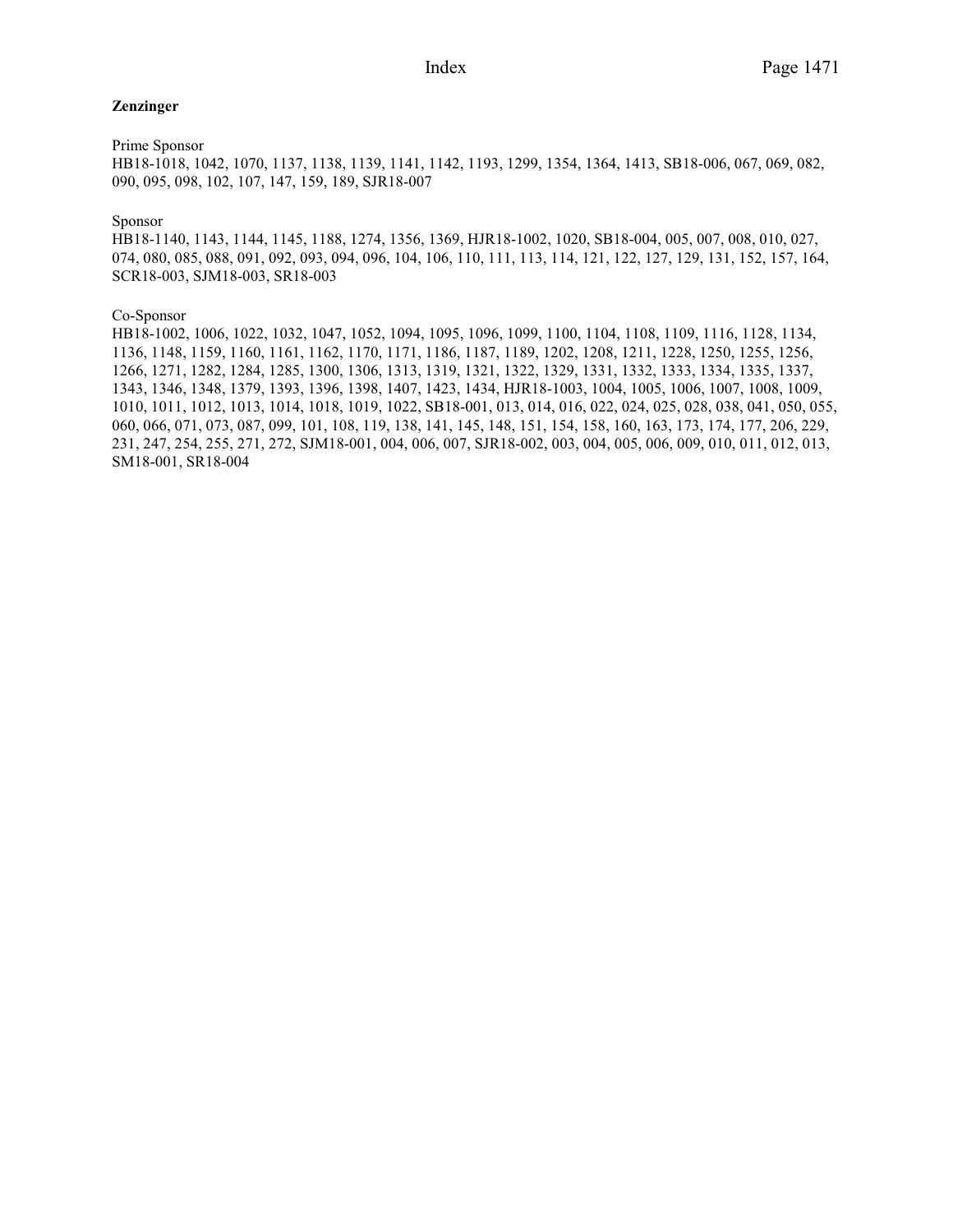**Zenzinger**

Prime Sponsor
HB18-1018, 1042, 1070, 1137, 1138, 1139, 1141, 1142, 1193, 1299, 1354, 1364, 1413, SB18-006, 067, 069, 082, 090, 095, 098, 102, 107, 147, 159, 189, SJR18-007

Sponsor
HB18-1140, 1143, 1144, 1145, 1188, 1274, 1356, 1369, HJR18-1002, 1020, SB18-004, 005, 007, 008, 010, 027, 074, 080, 085, 088, 091, 092, 093, 094, 096, 104, 106, 110, 111, 113, 114, 121, 122, 127, 129, 131, 152, 157, 164, SCR18-003, SJM18-003, SR18-003

Co-Sponsor
HB18-1002, 1006, 1022, 1032, 1047, 1052, 1094, 1095, 1096, 1099, 1100, 1104, 1108, 1109, 1116, 1128, 1134, 1136, 1148, 1159, 1160, 1161, 1162, 1170, 1171, 1186, 1187, 1189, 1202, 1208, 1211, 1228, 1250, 1255, 1256, 1266, 1271, 1282, 1284, 1285, 1300, 1306, 1313, 1319, 1321, 1322, 1329, 1331, 1332, 1333, 1334, 1335, 1337, 1343, 1346, 1348, 1379, 1393, 1396, 1398, 1407, 1423, 1434, HJR18-1003, 1004, 1005, 1006, 1007, 1008, 1009, 1010, 1011, 1012, 1013, 1014, 1018, 1019, 1022, SB18-001, 013, 014, 016, 022, 024, 025, 028, 038, 041, 050, 055, 060, 066, 071, 073, 087, 099, 101, 108, 119, 138, 141, 145, 148, 151, 154, 158, 160, 163, 173, 174, 177, 206, 229, 231, 247, 254, 255, 271, 272, SJM18-001, 004, 006, 007, SJR18-002, 003, 004, 005, 006, 009, 010, 011, 012, 013, SM18-001, SR18-004